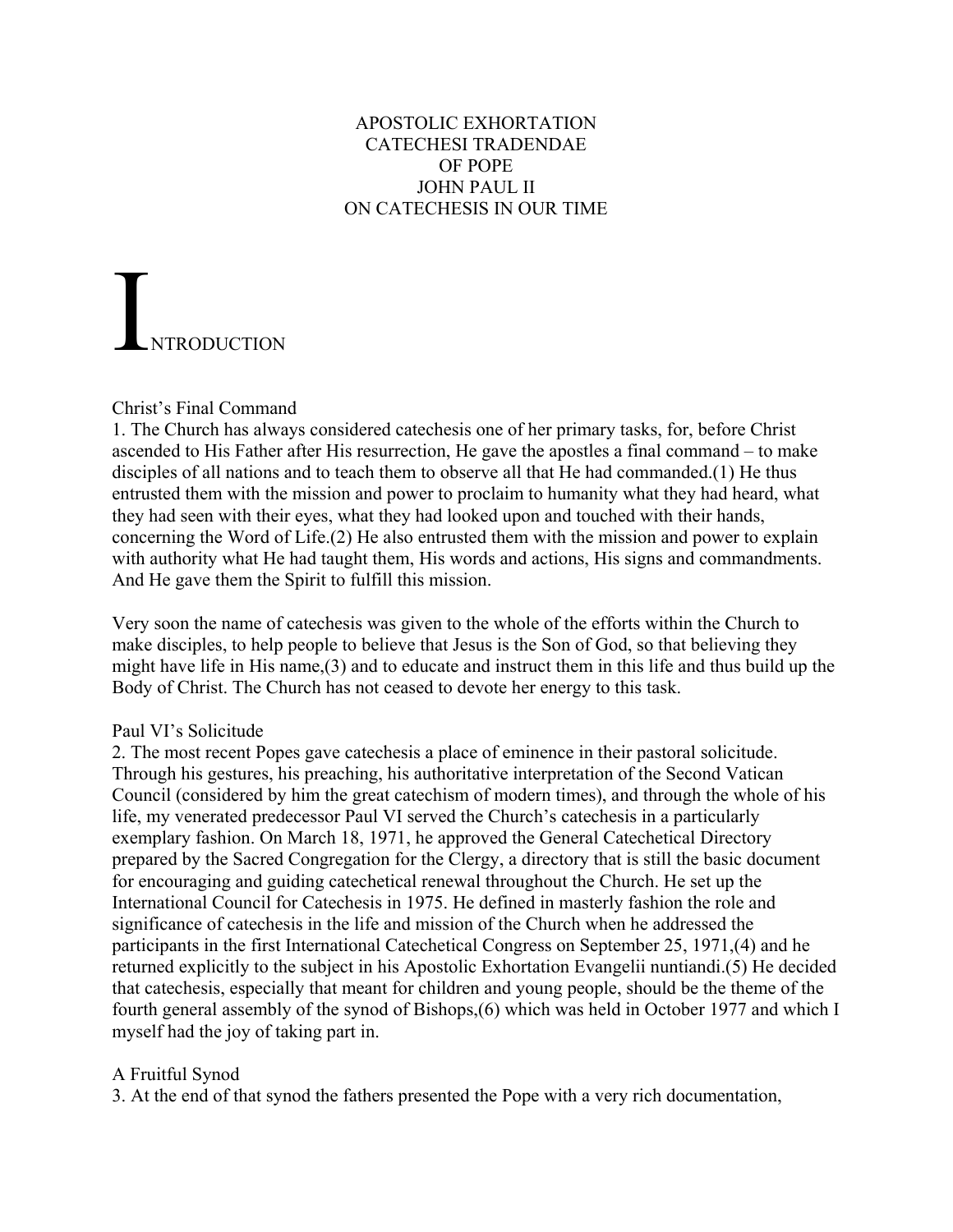# APOSTOLIC EXHORTATION
# CATECHESI TRADENDAE
# OF POPE
# JOHN PAUL II
# ON CATECHESIS IN OUR TIME

## INTRODUCTION

### Christ's Final Command

1. The Church has always considered catechesis one of her primary tasks, for, before Christ ascended to His Father after His resurrection, He gave the apostles a final command – to make disciples of all nations and to teach them to observe all that He had commanded.(1) He thus entrusted them with the mission and power to proclaim to humanity what they had heard, what they had seen with their eyes, what they had looked upon and touched with their hands, concerning the Word of Life.(2) He also entrusted them with the mission and power to explain with authority what He had taught them, His words and actions, His signs and commandments. And He gave them the Spirit to fulfill this mission.

Very soon the name of catechesis was given to the whole of the efforts within the Church to make disciples, to help people to believe that Jesus is the Son of God, so that believing they might have life in His name,(3) and to educate and instruct them in this life and thus build up the Body of Christ. The Church has not ceased to devote her energy to this task.

### Paul VI's Solicitude

2. The most recent Popes gave catechesis a place of eminence in their pastoral solicitude. Through his gestures, his preaching, his authoritative interpretation of the Second Vatican Council (considered by him the great catechism of modern times), and through the whole of his life, my venerated predecessor Paul VI served the Church's catechesis in a particularly exemplary fashion. On March 18, 1971, he approved the General Catechetical Directory prepared by the Sacred Congregation for the Clergy, a directory that is still the basic document for encouraging and guiding catechetical renewal throughout the Church. He set up the International Council for Catechesis in 1975. He defined in masterly fashion the role and significance of catechesis in the life and mission of the Church when he addressed the participants in the first International Catechetical Congress on September 25, 1971,(4) and he returned explicitly to the subject in his Apostolic Exhortation Evangelii nuntiandi.(5) He decided that catechesis, especially that meant for children and young people, should be the theme of the fourth general assembly of the synod of Bishops,(6) which was held in October 1977 and which I myself had the joy of taking part in.

### A Fruitful Synod

3. At the end of that synod the fathers presented the Pope with a very rich documentation,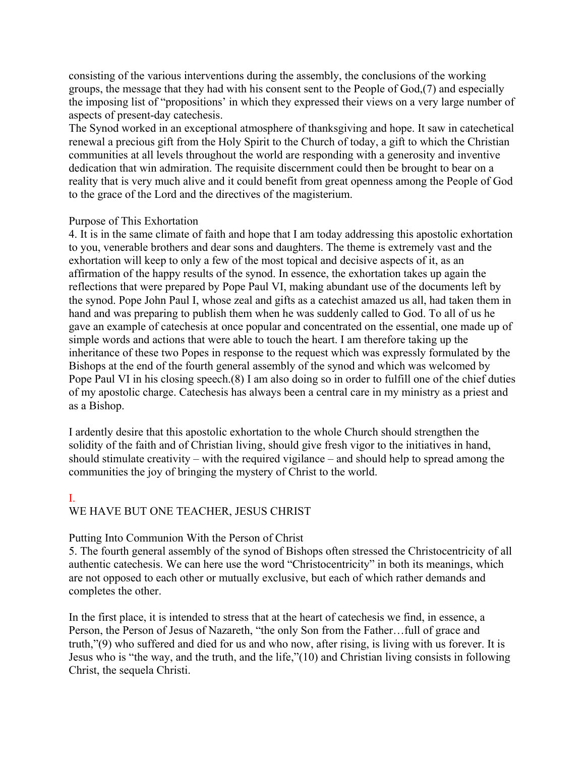consisting of the various interventions during the assembly, the conclusions of the working groups, the message that they had with his consent sent to the People of God,(7) and especially the imposing list of “propositions’ in which they expressed their views on a very large number of aspects of present-day catechesis.

The Synod worked in an exceptional atmosphere of thanksgiving and hope. It saw in catechetical renewal a precious gift from the Holy Spirit to the Church of today, a gift to which the Christian communities at all levels throughout the world are responding with a generosity and inventive dedication that win admiration. The requisite discernment could then be brought to bear on a reality that is very much alive and it could benefit from great openness among the People of God to the grace of the Lord and the directives of the magisterium.

### Purpose of This Exhortation

4. It is in the same climate of faith and hope that I am today addressing this apostolic exhortation to you, venerable brothers and dear sons and daughters. The theme is extremely vast and the exhortation will keep to only a few of the most topical and decisive aspects of it, as an affirmation of the happy results of the synod. In essence, the exhortation takes up again the reflections that were prepared by Pope Paul VI, making abundant use of the documents left by the synod. Pope John Paul I, whose zeal and gifts as a catechist amazed us all, had taken them in hand and was preparing to publish them when he was suddenly called to God. To all of us he gave an example of catechesis at once popular and concentrated on the essential, one made up of simple words and actions that were able to touch the heart. I am therefore taking up the inheritance of these two Popes in response to the request which was expressly formulated by the Bishops at the end of the fourth general assembly of the synod and which was welcomed by Pope Paul VI in his closing speech.(8) I am also doing so in order to fulfill one of the chief duties of my apostolic charge. Catechesis has always been a central care in my ministry as a priest and as a Bishop.

I ardently desire that this apostolic exhortation to the whole Church should strengthen the solidity of the faith and of Christian living, should give fresh vigor to the initiatives in hand, should stimulate creativity – with the required vigilance – and should help to spread among the communities the joy of bringing the mystery of Christ to the world.

## I.
## WE HAVE BUT ONE TEACHER, JESUS CHRIST

### Putting Into Communion With the Person of Christ

5. The fourth general assembly of the synod of Bishops often stressed the Christocentricity of all authentic catechesis. We can here use the word “Christocentricity” in both its meanings, which are not opposed to each other or mutually exclusive, but each of which rather demands and completes the other.

In the first place, it is intended to stress that at the heart of catechesis we find, in essence, a Person, the Person of Jesus of Nazareth, “the only Son from the Father…full of grace and truth,”(9) who suffered and died for us and who now, after rising, is living with us forever. It is Jesus who is “the way, and the truth, and the life,”(10) and Christian living consists in following Christ, the sequela Christi.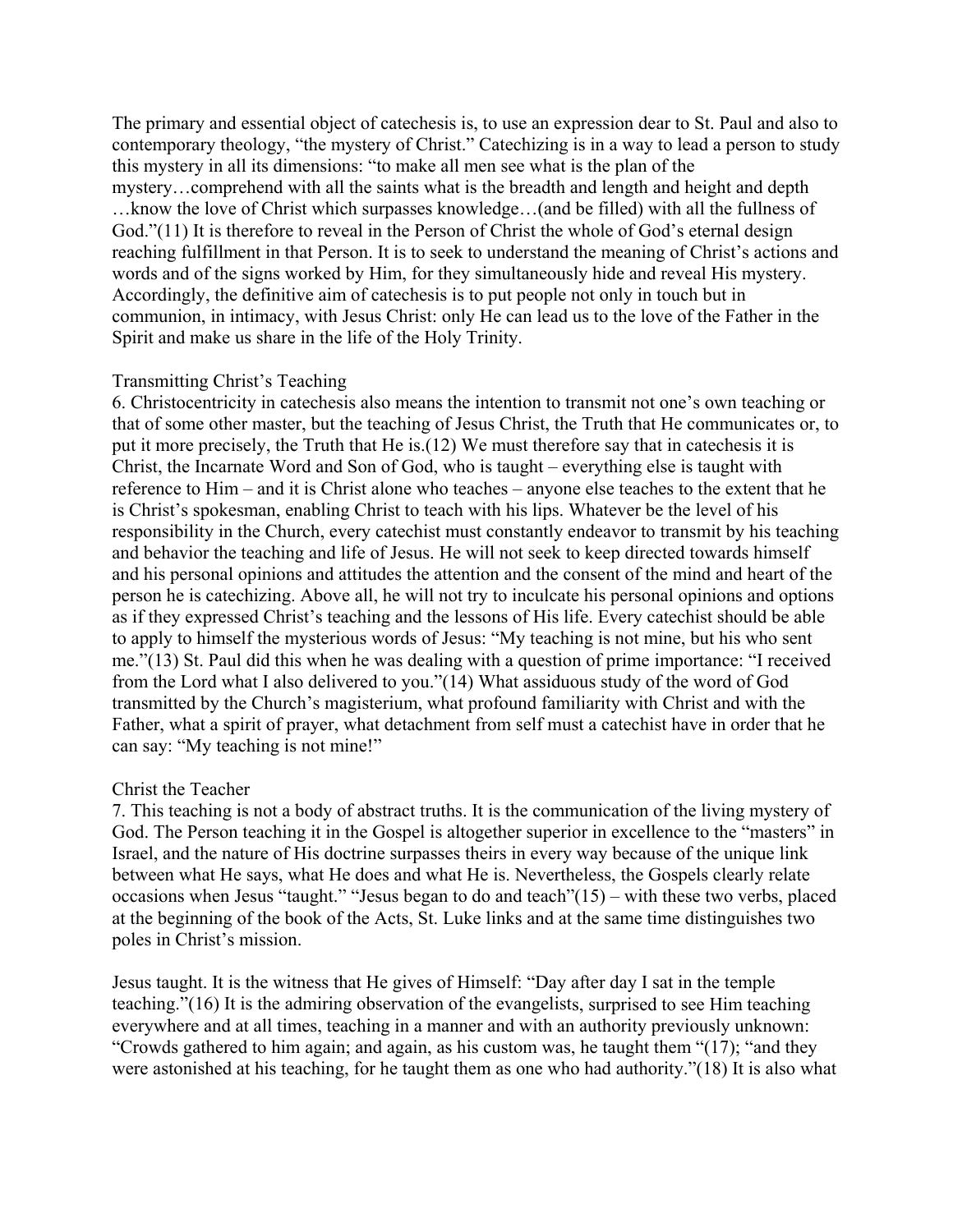The primary and essential object of catechesis is, to use an expression dear to St. Paul and also to contemporary theology, “the mystery of Christ.” Catechizing is in a way to lead a person to study this mystery in all its dimensions: “to make all men see what is the plan of the mystery…comprehend with all the saints what is the breadth and length and height and depth …know the love of Christ which surpasses knowledge…(and be filled) with all the fullness of God.”(11) It is therefore to reveal in the Person of Christ the whole of God’s eternal design reaching fulfillment in that Person. It is to seek to understand the meaning of Christ’s actions and words and of the signs worked by Him, for they simultaneously hide and reveal His mystery. Accordingly, the definitive aim of catechesis is to put people not only in touch but in communion, in intimacy, with Jesus Christ: only He can lead us to the love of the Father in the Spirit and make us share in the life of the Holy Trinity.

## Transmitting Christ’s Teaching

6. Christocentricity in catechesis also means the intention to transmit not one’s own teaching or that of some other master, but the teaching of Jesus Christ, the Truth that He communicates or, to put it more precisely, the Truth that He is.(12) We must therefore say that in catechesis it is Christ, the Incarnate Word and Son of God, who is taught – everything else is taught with reference to Him – and it is Christ alone who teaches – anyone else teaches to the extent that he is Christ’s spokesman, enabling Christ to teach with his lips. Whatever be the level of his responsibility in the Church, every catechist must constantly endeavor to transmit by his teaching and behavior the teaching and life of Jesus. He will not seek to keep directed towards himself and his personal opinions and attitudes the attention and the consent of the mind and heart of the person he is catechizing. Above all, he will not try to inculcate his personal opinions and options as if they expressed Christ’s teaching and the lessons of His life. Every catechist should be able to apply to himself the mysterious words of Jesus: “My teaching is not mine, but his who sent me.”(13) St. Paul did this when he was dealing with a question of prime importance: “I received from the Lord what I also delivered to you.”(14) What assiduous study of the word of God transmitted by the Church’s magisterium, what profound familiarity with Christ and with the Father, what a spirit of prayer, what detachment from self must a catechist have in order that he can say: “My teaching is not mine!”

## Christ the Teacher

7. This teaching is not a body of abstract truths. It is the communication of the living mystery of God. The Person teaching it in the Gospel is altogether superior in excellence to the “masters” in Israel, and the nature of His doctrine surpasses theirs in every way because of the unique link between what He says, what He does and what He is. Nevertheless, the Gospels clearly relate occasions when Jesus “taught.” “Jesus began to do and teach”(15) – with these two verbs, placed at the beginning of the book of the Acts, St. Luke links and at the same time distinguishes two poles in Christ’s mission.

Jesus taught. It is the witness that He gives of Himself: “Day after day I sat in the temple teaching.”(16) It is the admiring observation of the evangelists, surprised to see Him teaching everywhere and at all times, teaching in a manner and with an authority previously unknown: “Crowds gathered to him again; and again, as his custom was, he taught them “(17); “and they were astonished at his teaching, for he taught them as one who had authority.”(18) It is also what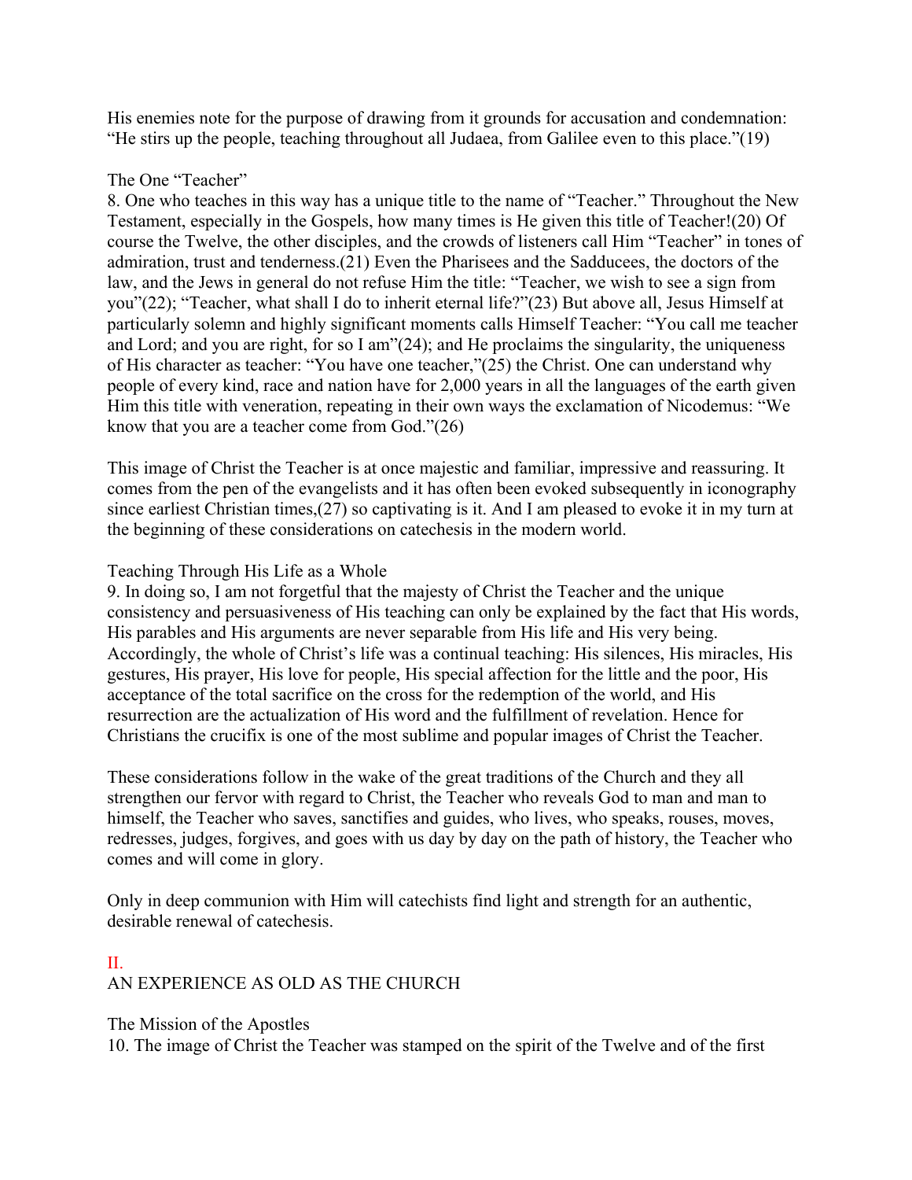His enemies note for the purpose of drawing from it grounds for accusation and condemnation: “He stirs up the people, teaching throughout all Judaea, from Galilee even to this place.”(19)

### The One “Teacher”

8. One who teaches in this way has a unique title to the name of “Teacher.” Throughout the New Testament, especially in the Gospels, how many times is He given this title of Teacher!(20) Of course the Twelve, the other disciples, and the crowds of listeners call Him “Teacher” in tones of admiration, trust and tenderness.(21) Even the Pharisees and the Sadducees, the doctors of the law, and the Jews in general do not refuse Him the title: “Teacher, we wish to see a sign from you”(22); “Teacher, what shall I do to inherit eternal life?”(23) But above all, Jesus Himself at particularly solemn and highly significant moments calls Himself Teacher: “You call me teacher and Lord; and you are right, for so I am”(24); and He proclaims the singularity, the uniqueness of His character as teacher: “You have one teacher,”(25) the Christ. One can understand why people of every kind, race and nation have for 2,000 years in all the languages of the earth given Him this title with veneration, repeating in their own ways the exclamation of Nicodemus: “We know that you are a teacher come from God.”(26)

This image of Christ the Teacher is at once majestic and familiar, impressive and reassuring. It comes from the pen of the evangelists and it has often been evoked subsequently in iconography since earliest Christian times,(27) so captivating is it. And I am pleased to evoke it in my turn at the beginning of these considerations on catechesis in the modern world.

### Teaching Through His Life as a Whole

9. In doing so, I am not forgetful that the majesty of Christ the Teacher and the unique consistency and persuasiveness of His teaching can only be explained by the fact that His words, His parables and His arguments are never separable from His life and His very being. Accordingly, the whole of Christ’s life was a continual teaching: His silences, His miracles, His gestures, His prayer, His love for people, His special affection for the little and the poor, His acceptance of the total sacrifice on the cross for the redemption of the world, and His resurrection are the actualization of His word and the fulfillment of revelation. Hence for Christians the crucifix is one of the most sublime and popular images of Christ the Teacher.

These considerations follow in the wake of the great traditions of the Church and they all strengthen our fervor with regard to Christ, the Teacher who reveals God to man and man to himself, the Teacher who saves, sanctifies and guides, who lives, who speaks, rouses, moves, redresses, judges, forgives, and goes with us day by day on the path of history, the Teacher who comes and will come in glory.

Only in deep communion with Him will catechists find light and strength for an authentic, desirable renewal of catechesis.

## II.
## AN EXPERIENCE AS OLD AS THE CHURCH

### The Mission of the Apostles

10. The image of Christ the Teacher was stamped on the spirit of the Twelve and of the first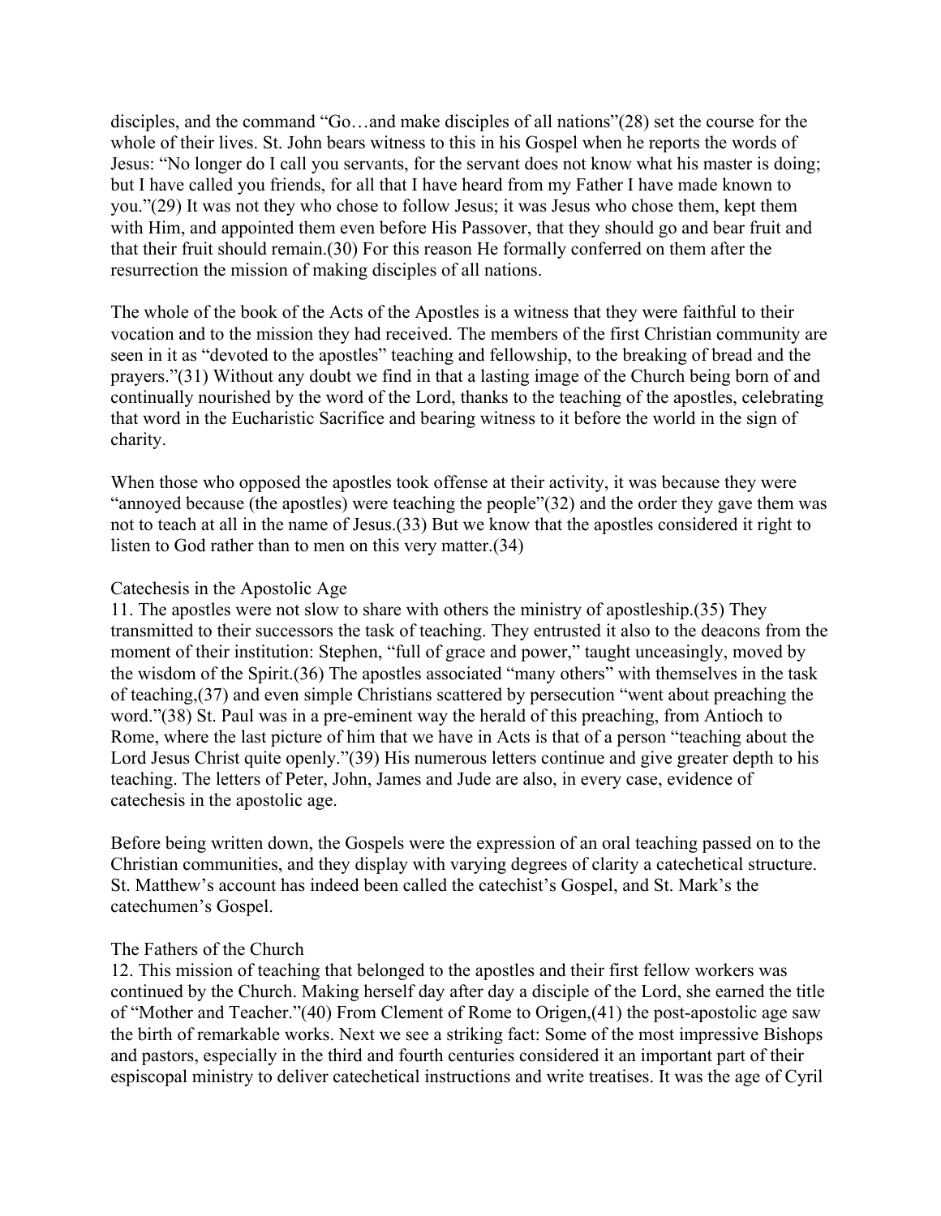disciples, and the command "Go…and make disciples of all nations"(28) set the course for the whole of their lives. St. John bears witness to this in his Gospel when he reports the words of Jesus: "No longer do I call you servants, for the servant does not know what his master is doing; but I have called you friends, for all that I have heard from my Father I have made known to you."(29) It was not they who chose to follow Jesus; it was Jesus who chose them, kept them with Him, and appointed them even before His Passover, that they should go and bear fruit and that their fruit should remain.(30) For this reason He formally conferred on them after the resurrection the mission of making disciples of all nations.

The whole of the book of the Acts of the Apostles is a witness that they were faithful to their vocation and to the mission they had received. The members of the first Christian community are seen in it as "devoted to the apostles" teaching and fellowship, to the breaking of bread and the prayers."(31) Without any doubt we find in that a lasting image of the Church being born of and continually nourished by the word of the Lord, thanks to the teaching of the apostles, celebrating that word in the Eucharistic Sacrifice and bearing witness to it before the world in the sign of charity.

When those who opposed the apostles took offense at their activity, it was because they were "annoyed because (the apostles) were teaching the people"(32) and the order they gave them was not to teach at all in the name of Jesus.(33) But we know that the apostles considered it right to listen to God rather than to men on this very matter.(34)

### Catechesis in the Apostolic Age

11. The apostles were not slow to share with others the ministry of apostleship.(35) They transmitted to their successors the task of teaching. They entrusted it also to the deacons from the moment of their institution: Stephen, "full of grace and power," taught unceasingly, moved by the wisdom of the Spirit.(36) The apostles associated "many others" with themselves in the task of teaching,(37) and even simple Christians scattered by persecution "went about preaching the word."(38) St. Paul was in a pre-eminent way the herald of this preaching, from Antioch to Rome, where the last picture of him that we have in Acts is that of a person "teaching about the Lord Jesus Christ quite openly."(39) His numerous letters continue and give greater depth to his teaching. The letters of Peter, John, James and Jude are also, in every case, evidence of catechesis in the apostolic age.

Before being written down, the Gospels were the expression of an oral teaching passed on to the Christian communities, and they display with varying degrees of clarity a catechetical structure. St. Matthew's account has indeed been called the catechist's Gospel, and St. Mark's the catechumen's Gospel.

### The Fathers of the Church

12. This mission of teaching that belonged to the apostles and their first fellow workers was continued by the Church. Making herself day after day a disciple of the Lord, she earned the title of "Mother and Teacher."(40) From Clement of Rome to Origen,(41) the post-apostolic age saw the birth of remarkable works. Next we see a striking fact: Some of the most impressive Bishops and pastors, especially in the third and fourth centuries considered it an important part of their espiscopal ministry to deliver catechetical instructions and write treatises. It was the age of Cyril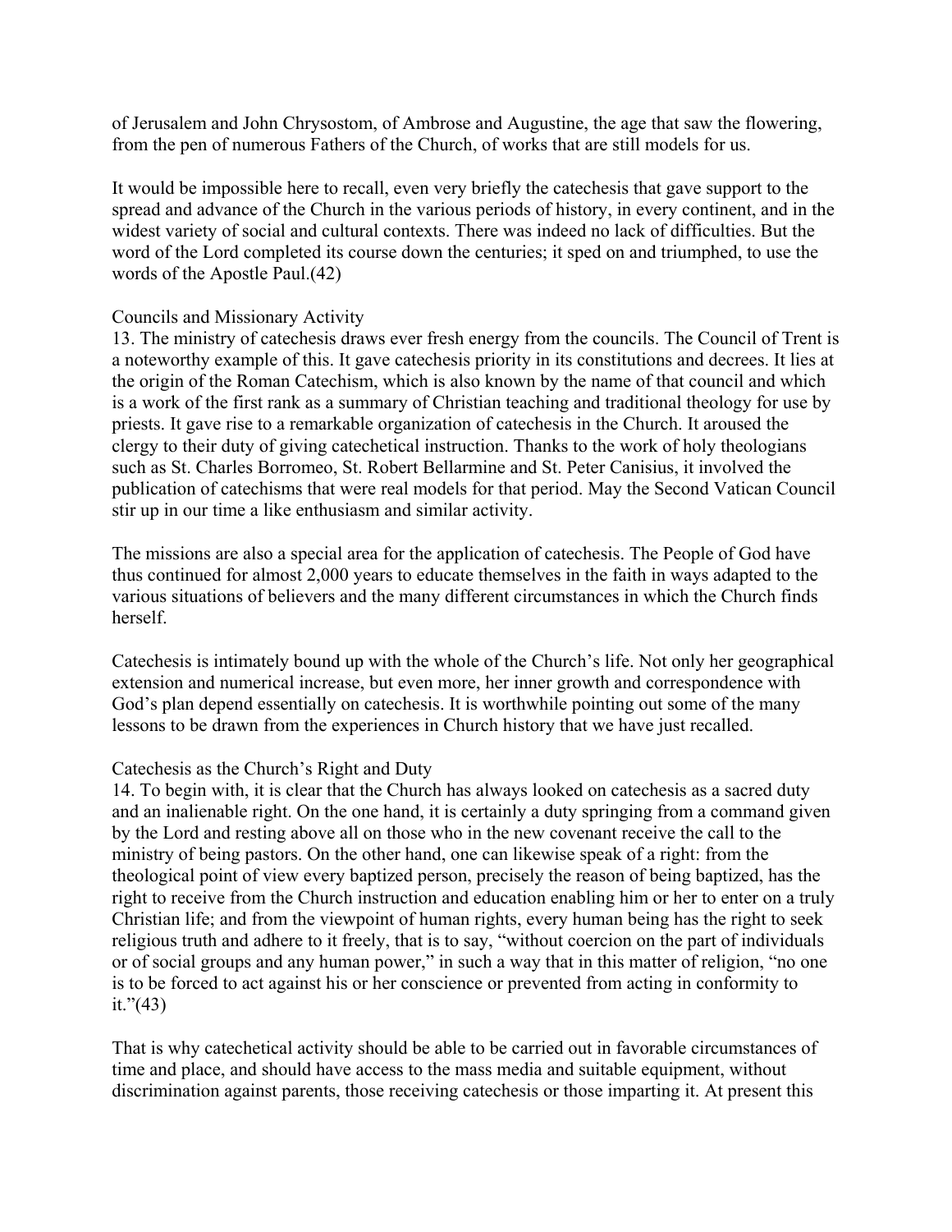of Jerusalem and John Chrysostom, of Ambrose and Augustine, the age that saw the flowering, from the pen of numerous Fathers of the Church, of works that are still models for us.

It would be impossible here to recall, even very briefly the catechesis that gave support to the spread and advance of the Church in the various periods of history, in every continent, and in the widest variety of social and cultural contexts. There was indeed no lack of difficulties. But the word of the Lord completed its course down the centuries; it sped on and triumphed, to use the words of the Apostle Paul.(42)

### Councils and Missionary Activity

13. The ministry of catechesis draws ever fresh energy from the councils. The Council of Trent is a noteworthy example of this. It gave catechesis priority in its constitutions and decrees. It lies at the origin of the Roman Catechism, which is also known by the name of that council and which is a work of the first rank as a summary of Christian teaching and traditional theology for use by priests. It gave rise to a remarkable organization of catechesis in the Church. It aroused the clergy to their duty of giving catechetical instruction. Thanks to the work of holy theologians such as St. Charles Borromeo, St. Robert Bellarmine and St. Peter Canisius, it involved the publication of catechisms that were real models for that period. May the Second Vatican Council stir up in our time a like enthusiasm and similar activity.

The missions are also a special area for the application of catechesis. The People of God have thus continued for almost 2,000 years to educate themselves in the faith in ways adapted to the various situations of believers and the many different circumstances in which the Church finds herself.

Catechesis is intimately bound up with the whole of the Church's life. Not only her geographical extension and numerical increase, but even more, her inner growth and correspondence with God's plan depend essentially on catechesis. It is worthwhile pointing out some of the many lessons to be drawn from the experiences in Church history that we have just recalled.

### Catechesis as the Church's Right and Duty

14. To begin with, it is clear that the Church has always looked on catechesis as a sacred duty and an inalienable right. On the one hand, it is certainly a duty springing from a command given by the Lord and resting above all on those who in the new covenant receive the call to the ministry of being pastors. On the other hand, one can likewise speak of a right: from the theological point of view every baptized person, precisely the reason of being baptized, has the right to receive from the Church instruction and education enabling him or her to enter on a truly Christian life; and from the viewpoint of human rights, every human being has the right to seek religious truth and adhere to it freely, that is to say, "without coercion on the part of individuals or of social groups and any human power," in such a way that in this matter of religion, "no one is to be forced to act against his or her conscience or prevented from acting in conformity to it."(43)

That is why catechetical activity should be able to be carried out in favorable circumstances of time and place, and should have access to the mass media and suitable equipment, without discrimination against parents, those receiving catechesis or those imparting it. At present this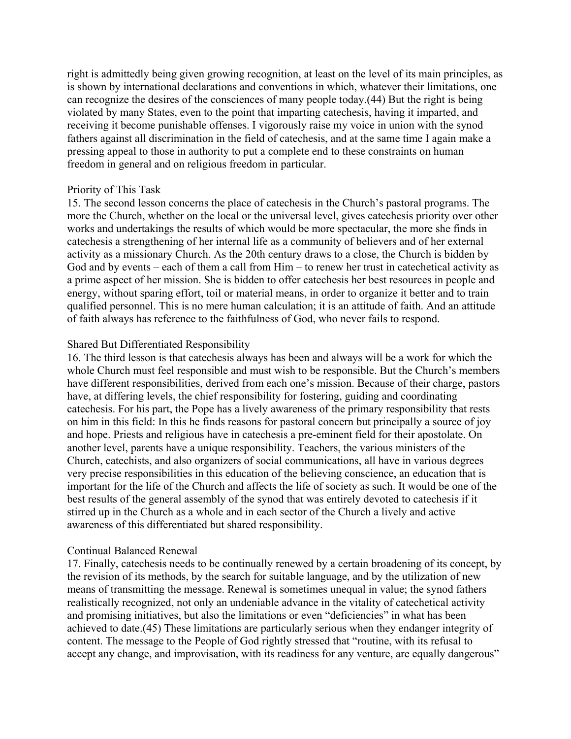right is admittedly being given growing recognition, at least on the level of its main principles, as is shown by international declarations and conventions in which, whatever their limitations, one can recognize the desires of the consciences of many people today.(44) But the right is being violated by many States, even to the point that imparting catechesis, having it imparted, and receiving it become punishable offenses. I vigorously raise my voice in union with the synod fathers against all discrimination in the field of catechesis, and at the same time I again make a pressing appeal to those in authority to put a complete end to these constraints on human freedom in general and on religious freedom in particular.

### Priority of This Task

15. The second lesson concerns the place of catechesis in the Church's pastoral programs. The more the Church, whether on the local or the universal level, gives catechesis priority over other works and undertakings the results of which would be more spectacular, the more she finds in catechesis a strengthening of her internal life as a community of believers and of her external activity as a missionary Church. As the 20th century draws to a close, the Church is bidden by God and by events – each of them a call from Him – to renew her trust in catechetical activity as a prime aspect of her mission. She is bidden to offer catechesis her best resources in people and energy, without sparing effort, toil or material means, in order to organize it better and to train qualified personnel. This is no mere human calculation; it is an attitude of faith. And an attitude of faith always has reference to the faithfulness of God, who never fails to respond.

### Shared But Differentiated Responsibility

16. The third lesson is that catechesis always has been and always will be a work for which the whole Church must feel responsible and must wish to be responsible. But the Church's members have different responsibilities, derived from each one's mission. Because of their charge, pastors have, at differing levels, the chief responsibility for fostering, guiding and coordinating catechesis. For his part, the Pope has a lively awareness of the primary responsibility that rests on him in this field: In this he finds reasons for pastoral concern but principally a source of joy and hope. Priests and religious have in catechesis a pre-eminent field for their apostolate. On another level, parents have a unique responsibility. Teachers, the various ministers of the Church, catechists, and also organizers of social communications, all have in various degrees very precise responsibilities in this education of the believing conscience, an education that is important for the life of the Church and affects the life of society as such. It would be one of the best results of the general assembly of the synod that was entirely devoted to catechesis if it stirred up in the Church as a whole and in each sector of the Church a lively and active awareness of this differentiated but shared responsibility.

### Continual Balanced Renewal

17. Finally, catechesis needs to be continually renewed by a certain broadening of its concept, by the revision of its methods, by the search for suitable language, and by the utilization of new means of transmitting the message. Renewal is sometimes unequal in value; the synod fathers realistically recognized, not only an undeniable advance in the vitality of catechetical activity and promising initiatives, but also the limitations or even "deficiencies" in what has been achieved to date.(45) These limitations are particularly serious when they endanger integrity of content. The message to the People of God rightly stressed that "routine, with its refusal to accept any change, and improvisation, with its readiness for any venture, are equally dangerous"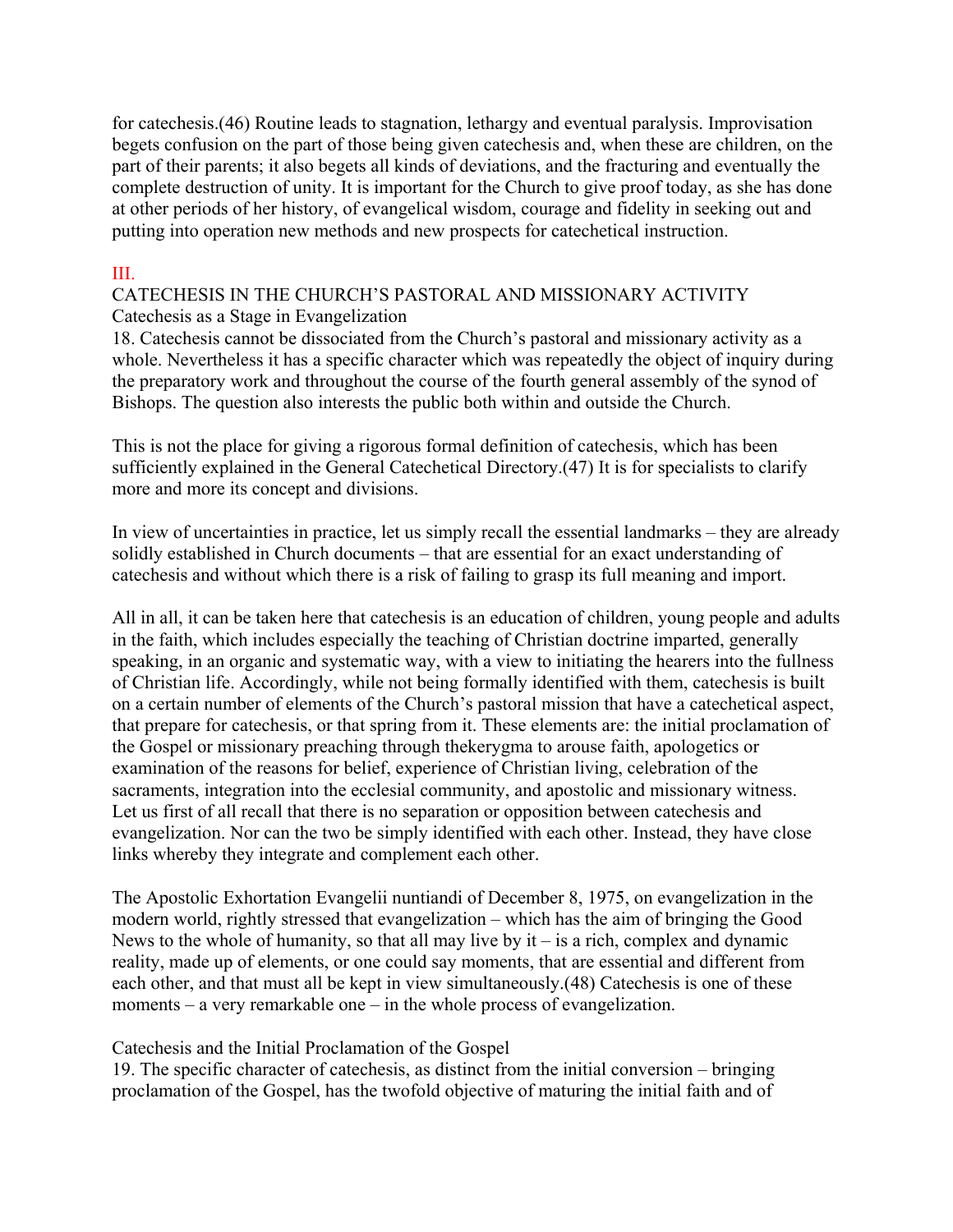for catechesis.(46) Routine leads to stagnation, lethargy and eventual paralysis. Improvisation begets confusion on the part of those being given catechesis and, when these are children, on the part of their parents; it also begets all kinds of deviations, and the fracturing and eventually the complete destruction of unity. It is important for the Church to give proof today, as she has done at other periods of her history, of evangelical wisdom, courage and fidelity in seeking out and putting into operation new methods and new prospects for catechetical instruction.

## III.

## CATECHESIS IN THE CHURCH'S PASTORAL AND MISSIONARY ACTIVITY

### Catechesis as a Stage in Evangelization

18. Catechesis cannot be dissociated from the Church's pastoral and missionary activity as a whole. Nevertheless it has a specific character which was repeatedly the object of inquiry during the preparatory work and throughout the course of the fourth general assembly of the synod of Bishops. The question also interests the public both within and outside the Church.

This is not the place for giving a rigorous formal definition of catechesis, which has been sufficiently explained in the General Catechetical Directory.(47) It is for specialists to clarify more and more its concept and divisions.

In view of uncertainties in practice, let us simply recall the essential landmarks – they are already solidly established in Church documents – that are essential for an exact understanding of catechesis and without which there is a risk of failing to grasp its full meaning and import.

All in all, it can be taken here that catechesis is an education of children, young people and adults in the faith, which includes especially the teaching of Christian doctrine imparted, generally speaking, in an organic and systematic way, with a view to initiating the hearers into the fullness of Christian life. Accordingly, while not being formally identified with them, catechesis is built on a certain number of elements of the Church's pastoral mission that have a catechetical aspect, that prepare for catechesis, or that spring from it. These elements are: the initial proclamation of the Gospel or missionary preaching through thekerygma to arouse faith, apologetics or examination of the reasons for belief, experience of Christian living, celebration of the sacraments, integration into the ecclesial community, and apostolic and missionary witness. Let us first of all recall that there is no separation or opposition between catechesis and evangelization. Nor can the two be simply identified with each other. Instead, they have close links whereby they integrate and complement each other.

The Apostolic Exhortation Evangelii nuntiandi of December 8, 1975, on evangelization in the modern world, rightly stressed that evangelization – which has the aim of bringing the Good News to the whole of humanity, so that all may live by it – is a rich, complex and dynamic reality, made up of elements, or one could say moments, that are essential and different from each other, and that must all be kept in view simultaneously.(48) Catechesis is one of these moments – a very remarkable one – in the whole process of evangelization.

### Catechesis and the Initial Proclamation of the Gospel

19. The specific character of catechesis, as distinct from the initial conversion – bringing proclamation of the Gospel, has the twofold objective of maturing the initial faith and of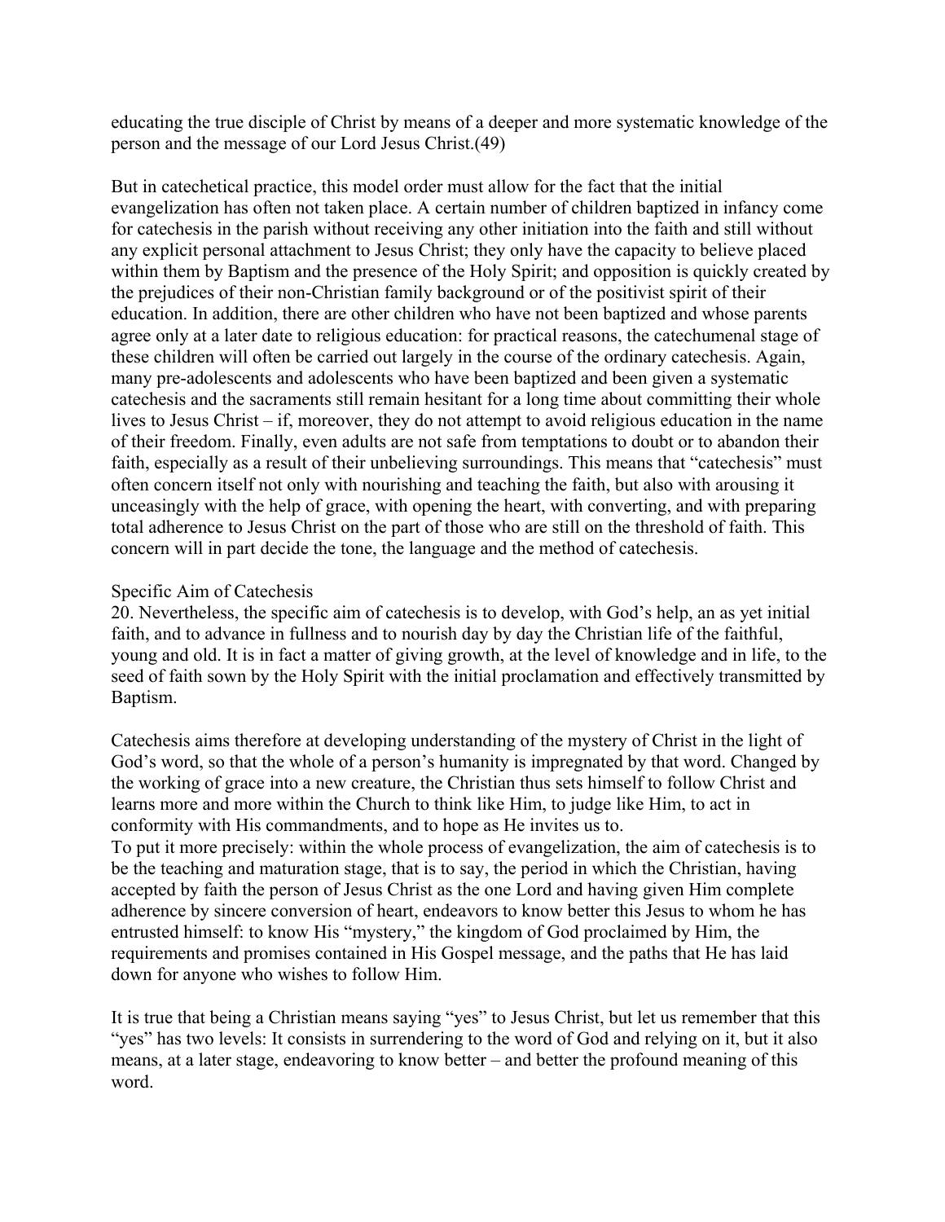educating the true disciple of Christ by means of a deeper and more systematic knowledge of the person and the message of our Lord Jesus Christ.(49)

But in catechetical practice, this model order must allow for the fact that the initial evangelization has often not taken place. A certain number of children baptized in infancy come for catechesis in the parish without receiving any other initiation into the faith and still without any explicit personal attachment to Jesus Christ; they only have the capacity to believe placed within them by Baptism and the presence of the Holy Spirit; and opposition is quickly created by the prejudices of their non-Christian family background or of the positivist spirit of their education. In addition, there are other children who have not been baptized and whose parents agree only at a later date to religious education: for practical reasons, the catechumenal stage of these children will often be carried out largely in the course of the ordinary catechesis. Again, many pre-adolescents and adolescents who have been baptized and been given a systematic catechesis and the sacraments still remain hesitant for a long time about committing their whole lives to Jesus Christ – if, moreover, they do not attempt to avoid religious education in the name of their freedom. Finally, even adults are not safe from temptations to doubt or to abandon their faith, especially as a result of their unbelieving surroundings. This means that "catechesis" must often concern itself not only with nourishing and teaching the faith, but also with arousing it unceasingly with the help of grace, with opening the heart, with converting, and with preparing total adherence to Jesus Christ on the part of those who are still on the threshold of faith. This concern will in part decide the tone, the language and the method of catechesis.

### Specific Aim of Catechesis

20. Nevertheless, the specific aim of catechesis is to develop, with God's help, an as yet initial faith, and to advance in fullness and to nourish day by day the Christian life of the faithful, young and old. It is in fact a matter of giving growth, at the level of knowledge and in life, to the seed of faith sown by the Holy Spirit with the initial proclamation and effectively transmitted by Baptism.

Catechesis aims therefore at developing understanding of the mystery of Christ in the light of God's word, so that the whole of a person's humanity is impregnated by that word. Changed by the working of grace into a new creature, the Christian thus sets himself to follow Christ and learns more and more within the Church to think like Him, to judge like Him, to act in conformity with His commandments, and to hope as He invites us to.

To put it more precisely: within the whole process of evangelization, the aim of catechesis is to be the teaching and maturation stage, that is to say, the period in which the Christian, having accepted by faith the person of Jesus Christ as the one Lord and having given Him complete adherence by sincere conversion of heart, endeavors to know better this Jesus to whom he has entrusted himself: to know His "mystery," the kingdom of God proclaimed by Him, the requirements and promises contained in His Gospel message, and the paths that He has laid down for anyone who wishes to follow Him.

It is true that being a Christian means saying "yes" to Jesus Christ, but let us remember that this "yes" has two levels: It consists in surrendering to the word of God and relying on it, but it also means, at a later stage, endeavoring to know better – and better the profound meaning of this word.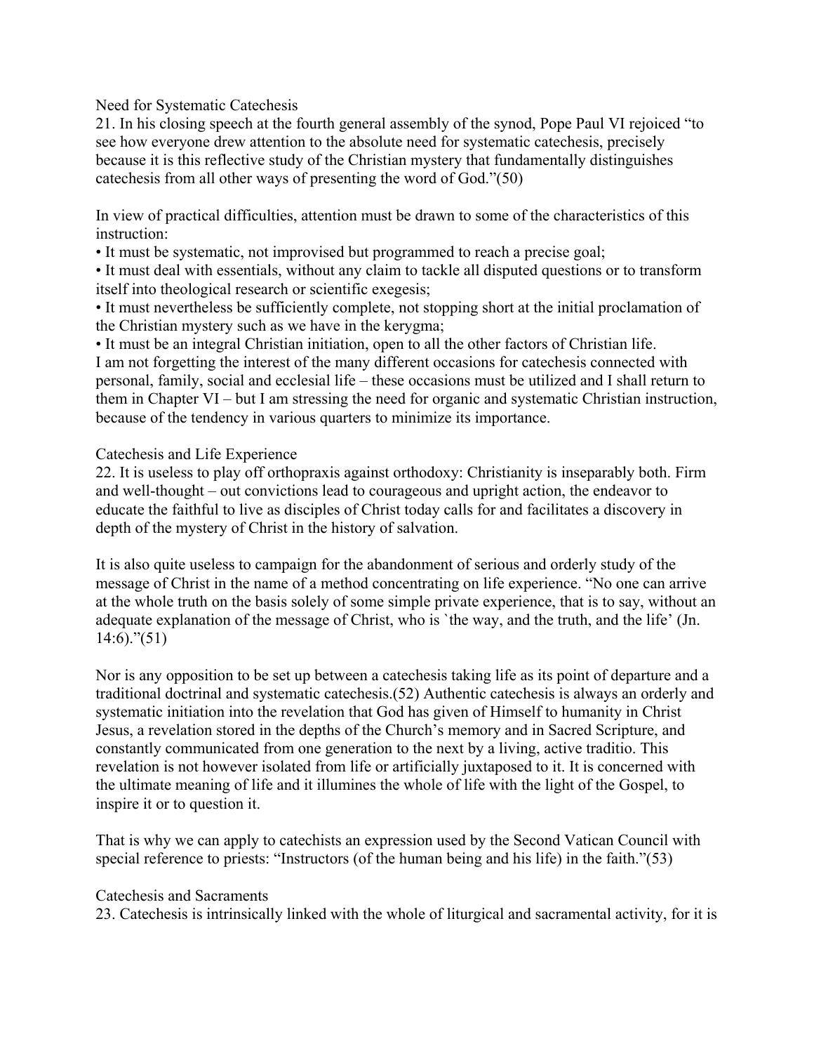## Need for Systematic Catechesis

21. In his closing speech at the fourth general assembly of the synod, Pope Paul VI rejoiced "to see how everyone drew attention to the absolute need for systematic catechesis, precisely because it is this reflective study of the Christian mystery that fundamentally distinguishes catechesis from all other ways of presenting the word of God."(50)

In view of practical difficulties, attention must be drawn to some of the characteristics of this instruction:

- It must be systematic, not improvised but programmed to reach a precise goal;
- It must deal with essentials, without any claim to tackle all disputed questions or to transform itself into theological research or scientific exegesis;
- It must nevertheless be sufficiently complete, not stopping short at the initial proclamation of the Christian mystery such as we have in the kerygma;
- It must be an integral Christian initiation, open to all the other factors of Christian life.

I am not forgetting the interest of the many different occasions for catechesis connected with personal, family, social and ecclesial life – these occasions must be utilized and I shall return to them in Chapter VI – but I am stressing the need for organic and systematic Christian instruction, because of the tendency in various quarters to minimize its importance.

## Catechesis and Life Experience

22. It is useless to play off orthopraxis against orthodoxy: Christianity is inseparably both. Firm and well-thought – out convictions lead to courageous and upright action, the endeavor to educate the faithful to live as disciples of Christ today calls for and facilitates a discovery in depth of the mystery of Christ in the history of salvation.

It is also quite useless to campaign for the abandonment of serious and orderly study of the message of Christ in the name of a method concentrating on life experience. "No one can arrive at the whole truth on the basis solely of some simple private experience, that is to say, without an adequate explanation of the message of Christ, who is `the way, and the truth, and the life' (Jn. 14:6)."(51)

Nor is any opposition to be set up between a catechesis taking life as its point of departure and a traditional doctrinal and systematic catechesis.(52) Authentic catechesis is always an orderly and systematic initiation into the revelation that God has given of Himself to humanity in Christ Jesus, a revelation stored in the depths of the Church's memory and in Sacred Scripture, and constantly communicated from one generation to the next by a living, active traditio. This revelation is not however isolated from life or artificially juxtaposed to it. It is concerned with the ultimate meaning of life and it illumines the whole of life with the light of the Gospel, to inspire it or to question it.

That is why we can apply to catechists an expression used by the Second Vatican Council with special reference to priests: "Instructors (of the human being and his life) in the faith."(53)

## Catechesis and Sacraments

23. Catechesis is intrinsically linked with the whole of liturgical and sacramental activity, for it is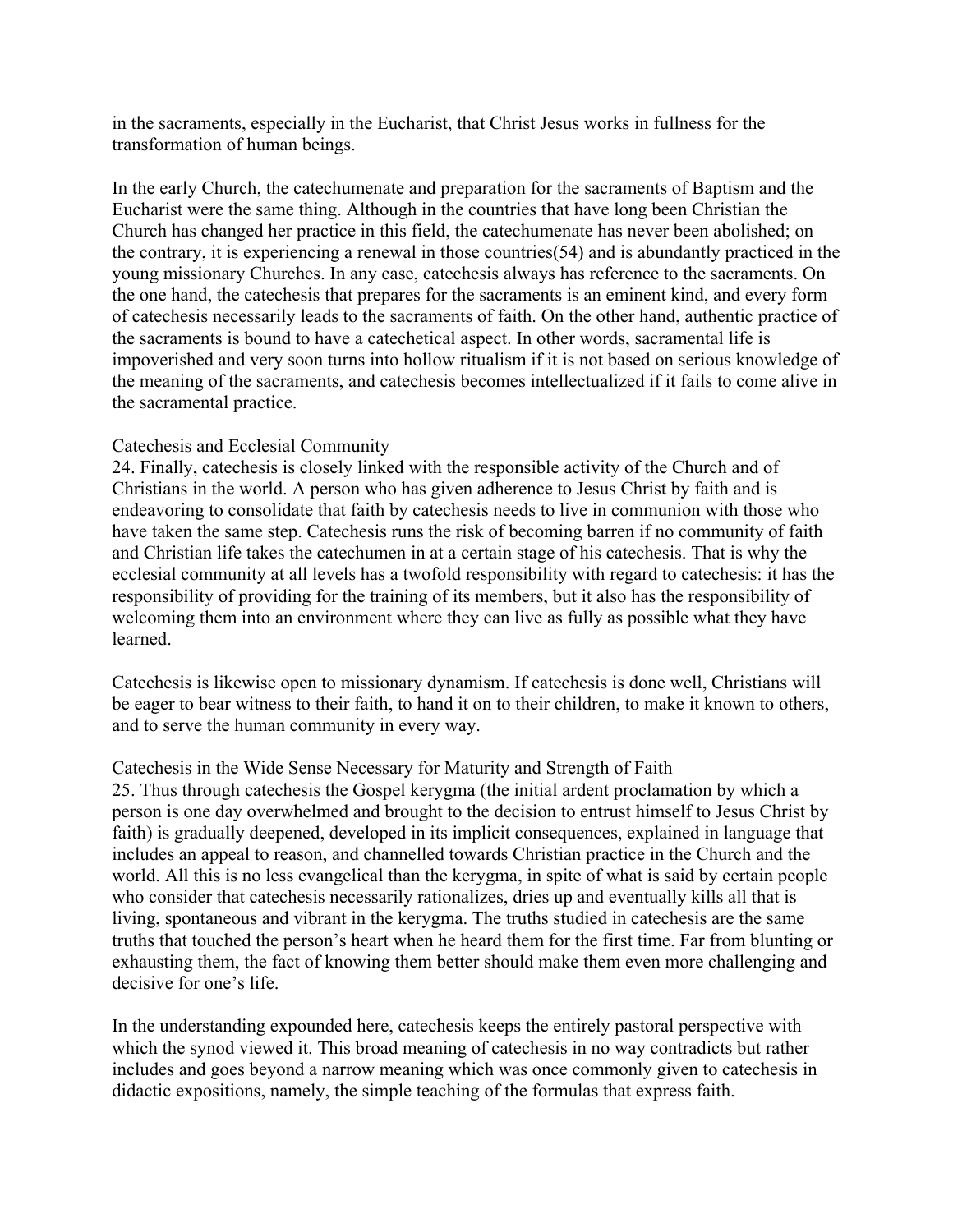in the sacraments, especially in the Eucharist, that Christ Jesus works in fullness for the transformation of human beings.

In the early Church, the catechumenate and preparation for the sacraments of Baptism and the Eucharist were the same thing. Although in the countries that have long been Christian the Church has changed her practice in this field, the catechumenate has never been abolished; on the contrary, it is experiencing a renewal in those countries(54) and is abundantly practiced in the young missionary Churches. In any case, catechesis always has reference to the sacraments. On the one hand, the catechesis that prepares for the sacraments is an eminent kind, and every form of catechesis necessarily leads to the sacraments of faith. On the other hand, authentic practice of the sacraments is bound to have a catechetical aspect. In other words, sacramental life is impoverished and very soon turns into hollow ritualism if it is not based on serious knowledge of the meaning of the sacraments, and catechesis becomes intellectualized if it fails to come alive in the sacramental practice.

### Catechesis and Ecclesial Community

24. Finally, catechesis is closely linked with the responsible activity of the Church and of Christians in the world. A person who has given adherence to Jesus Christ by faith and is endeavoring to consolidate that faith by catechesis needs to live in communion with those who have taken the same step. Catechesis runs the risk of becoming barren if no community of faith and Christian life takes the catechumen in at a certain stage of his catechesis. That is why the ecclesial community at all levels has a twofold responsibility with regard to catechesis: it has the responsibility of providing for the training of its members, but it also has the responsibility of welcoming them into an environment where they can live as fully as possible what they have learned.

Catechesis is likewise open to missionary dynamism. If catechesis is done well, Christians will be eager to bear witness to their faith, to hand it on to their children, to make it known to others, and to serve the human community in every way.

### Catechesis in the Wide Sense Necessary for Maturity and Strength of Faith

25. Thus through catechesis the Gospel kerygma (the initial ardent proclamation by which a person is one day overwhelmed and brought to the decision to entrust himself to Jesus Christ by faith) is gradually deepened, developed in its implicit consequences, explained in language that includes an appeal to reason, and channelled towards Christian practice in the Church and the world. All this is no less evangelical than the kerygma, in spite of what is said by certain people who consider that catechesis necessarily rationalizes, dries up and eventually kills all that is living, spontaneous and vibrant in the kerygma. The truths studied in catechesis are the same truths that touched the person's heart when he heard them for the first time. Far from blunting or exhausting them, the fact of knowing them better should make them even more challenging and decisive for one's life.

In the understanding expounded here, catechesis keeps the entirely pastoral perspective with which the synod viewed it. This broad meaning of catechesis in no way contradicts but rather includes and goes beyond a narrow meaning which was once commonly given to catechesis in didactic expositions, namely, the simple teaching of the formulas that express faith.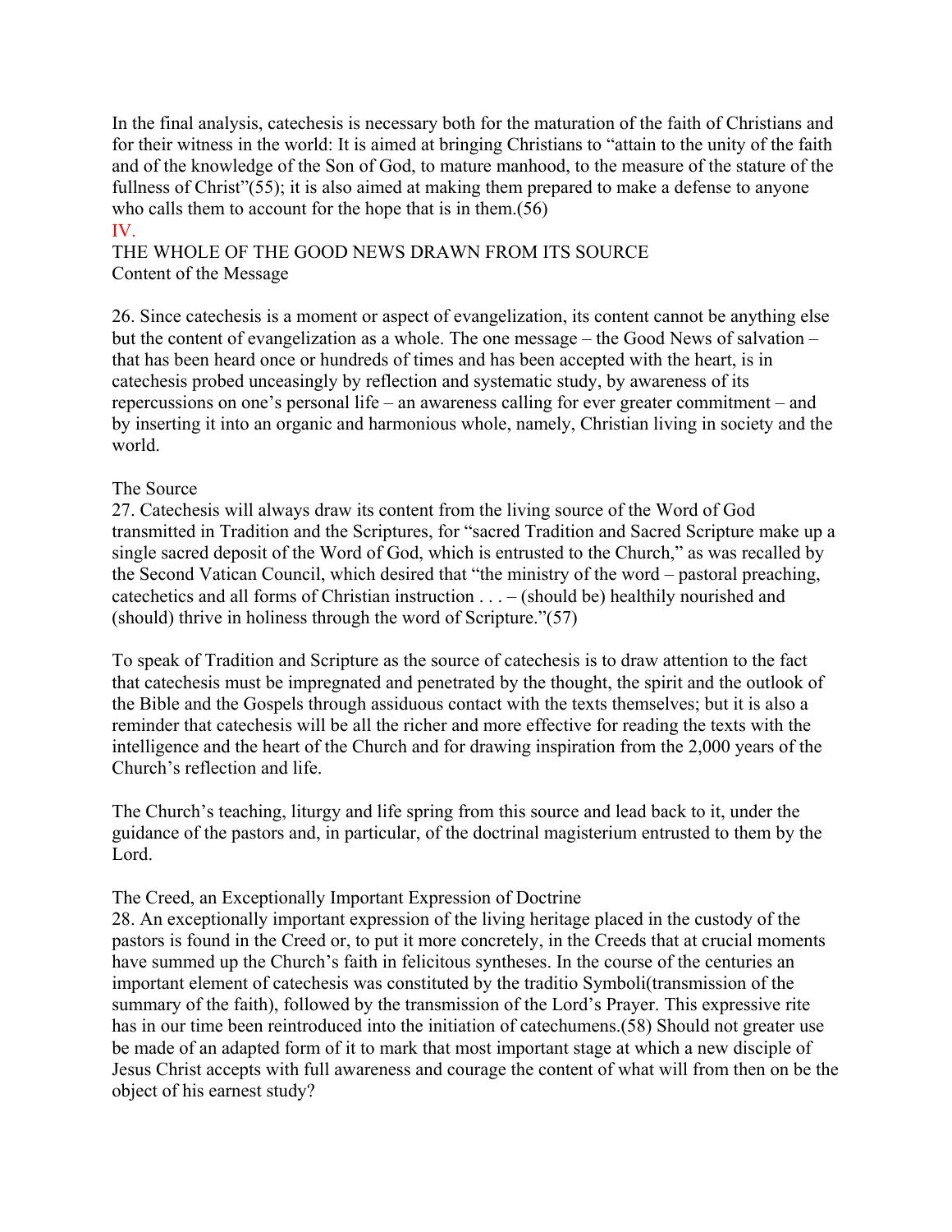In the final analysis, catechesis is necessary both for the maturation of the faith of Christians and for their witness in the world: It is aimed at bringing Christians to "attain to the unity of the faith and of the knowledge of the Son of God, to mature manhood, to the measure of the stature of the fullness of Christ"(55); it is also aimed at making them prepared to make a defense to anyone who calls them to account for the hope that is in them.(56)

## IV.

## THE WHOLE OF THE GOOD NEWS DRAWN FROM ITS SOURCE

### Content of the Message

26. Since catechesis is a moment or aspect of evangelization, its content cannot be anything else but the content of evangelization as a whole. The one message – the Good News of salvation – that has been heard once or hundreds of times and has been accepted with the heart, is in catechesis probed unceasingly by reflection and systematic study, by awareness of its repercussions on one's personal life – an awareness calling for ever greater commitment – and by inserting it into an organic and harmonious whole, namely, Christian living in society and the world.

### The Source

27. Catechesis will always draw its content from the living source of the Word of God transmitted in Tradition and the Scriptures, for "sacred Tradition and Sacred Scripture make up a single sacred deposit of the Word of God, which is entrusted to the Church," as was recalled by the Second Vatican Council, which desired that "the ministry of the word – pastoral preaching, catechetics and all forms of Christian instruction . . . – (should be) healthily nourished and (should) thrive in holiness through the word of Scripture."(57)

To speak of Tradition and Scripture as the source of catechesis is to draw attention to the fact that catechesis must be impregnated and penetrated by the thought, the spirit and the outlook of the Bible and the Gospels through assiduous contact with the texts themselves; but it is also a reminder that catechesis will be all the richer and more effective for reading the texts with the intelligence and the heart of the Church and for drawing inspiration from the 2,000 years of the Church's reflection and life.

The Church's teaching, liturgy and life spring from this source and lead back to it, under the guidance of the pastors and, in particular, of the doctrinal magisterium entrusted to them by the Lord.

### The Creed, an Exceptionally Important Expression of Doctrine

28. An exceptionally important expression of the living heritage placed in the custody of the pastors is found in the Creed or, to put it more concretely, in the Creeds that at crucial moments have summed up the Church's faith in felicitous syntheses. In the course of the centuries an important element of catechesis was constituted by the traditio Symboli(transmission of the summary of the faith), followed by the transmission of the Lord's Prayer. This expressive rite has in our time been reintroduced into the initiation of catechumens.(58) Should not greater use be made of an adapted form of it to mark that most important stage at which a new disciple of Jesus Christ accepts with full awareness and courage the content of what will from then on be the object of his earnest study?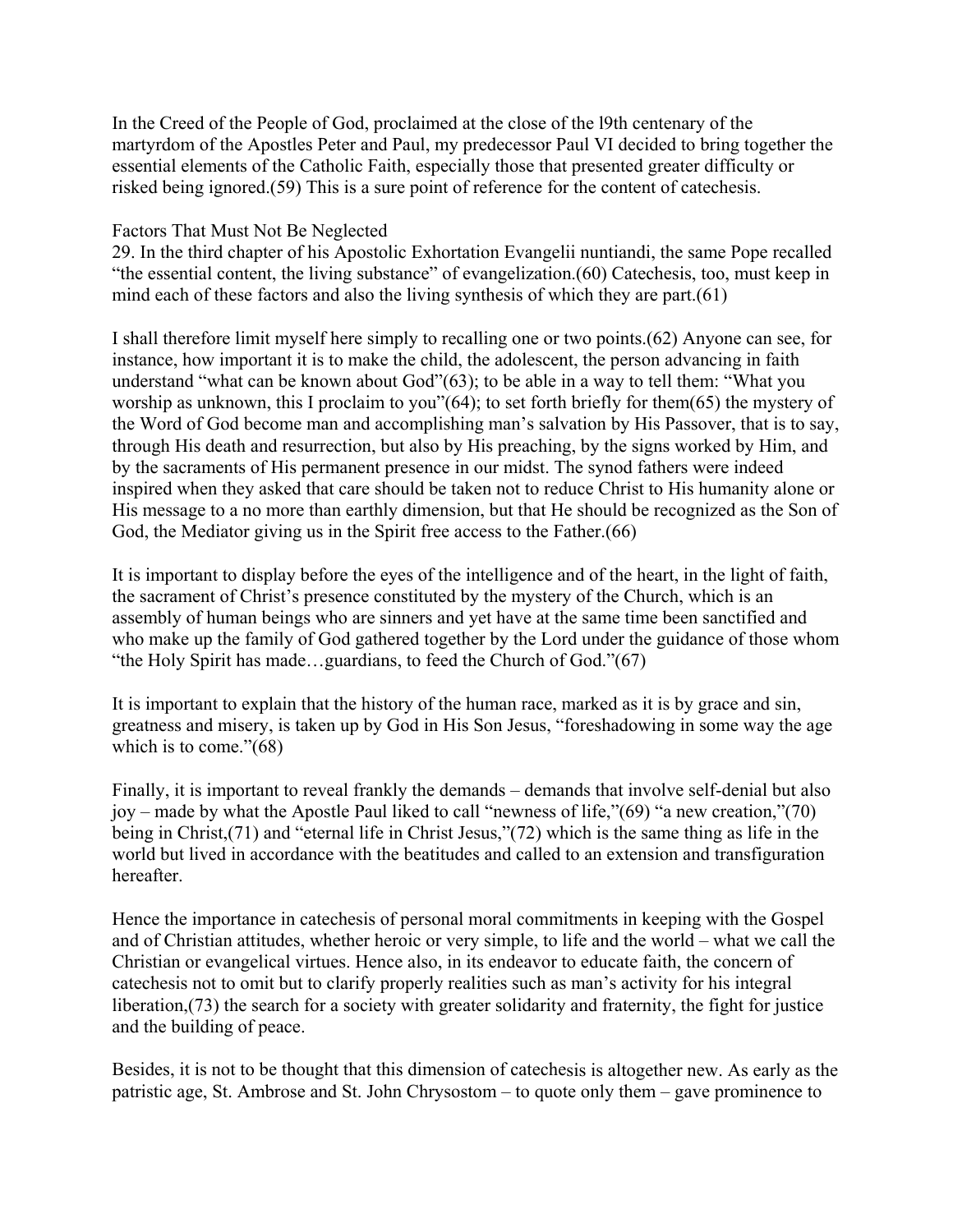In the Creed of the People of God, proclaimed at the close of the l9th centenary of the martyrdom of the Apostles Peter and Paul, my predecessor Paul VI decided to bring together the essential elements of the Catholic Faith, especially those that presented greater difficulty or risked being ignored.(59) This is a sure point of reference for the content of catechesis.

## Factors That Must Not Be Neglected

29. In the third chapter of his Apostolic Exhortation Evangelii nuntiandi, the same Pope recalled "the essential content, the living substance" of evangelization.(60) Catechesis, too, must keep in mind each of these factors and also the living synthesis of which they are part.(61)

I shall therefore limit myself here simply to recalling one or two points.(62) Anyone can see, for instance, how important it is to make the child, the adolescent, the person advancing in faith understand "what can be known about God"(63); to be able in a way to tell them: "What you worship as unknown, this I proclaim to you"(64); to set forth briefly for them(65) the mystery of the Word of God become man and accomplishing man's salvation by His Passover, that is to say, through His death and resurrection, but also by His preaching, by the signs worked by Him, and by the sacraments of His permanent presence in our midst. The synod fathers were indeed inspired when they asked that care should be taken not to reduce Christ to His humanity alone or His message to a no more than earthly dimension, but that He should be recognized as the Son of God, the Mediator giving us in the Spirit free access to the Father.(66)

It is important to display before the eyes of the intelligence and of the heart, in the light of faith, the sacrament of Christ's presence constituted by the mystery of the Church, which is an assembly of human beings who are sinners and yet have at the same time been sanctified and who make up the family of God gathered together by the Lord under the guidance of those whom "the Holy Spirit has made…guardians, to feed the Church of God."(67)

It is important to explain that the history of the human race, marked as it is by grace and sin, greatness and misery, is taken up by God in His Son Jesus, "foreshadowing in some way the age which is to come."(68)

Finally, it is important to reveal frankly the demands – demands that involve self-denial but also joy – made by what the Apostle Paul liked to call "newness of life,"(69) "a new creation,"(70) being in Christ,(71) and "eternal life in Christ Jesus,"(72) which is the same thing as life in the world but lived in accordance with the beatitudes and called to an extension and transfiguration hereafter.

Hence the importance in catechesis of personal moral commitments in keeping with the Gospel and of Christian attitudes, whether heroic or very simple, to life and the world – what we call the Christian or evangelical virtues. Hence also, in its endeavor to educate faith, the concern of catechesis not to omit but to clarify properly realities such as man's activity for his integral liberation,(73) the search for a society with greater solidarity and fraternity, the fight for justice and the building of peace.

Besides, it is not to be thought that this dimension of catechesis is altogether new. As early as the patristic age, St. Ambrose and St. John Chrysostom – to quote only them – gave prominence to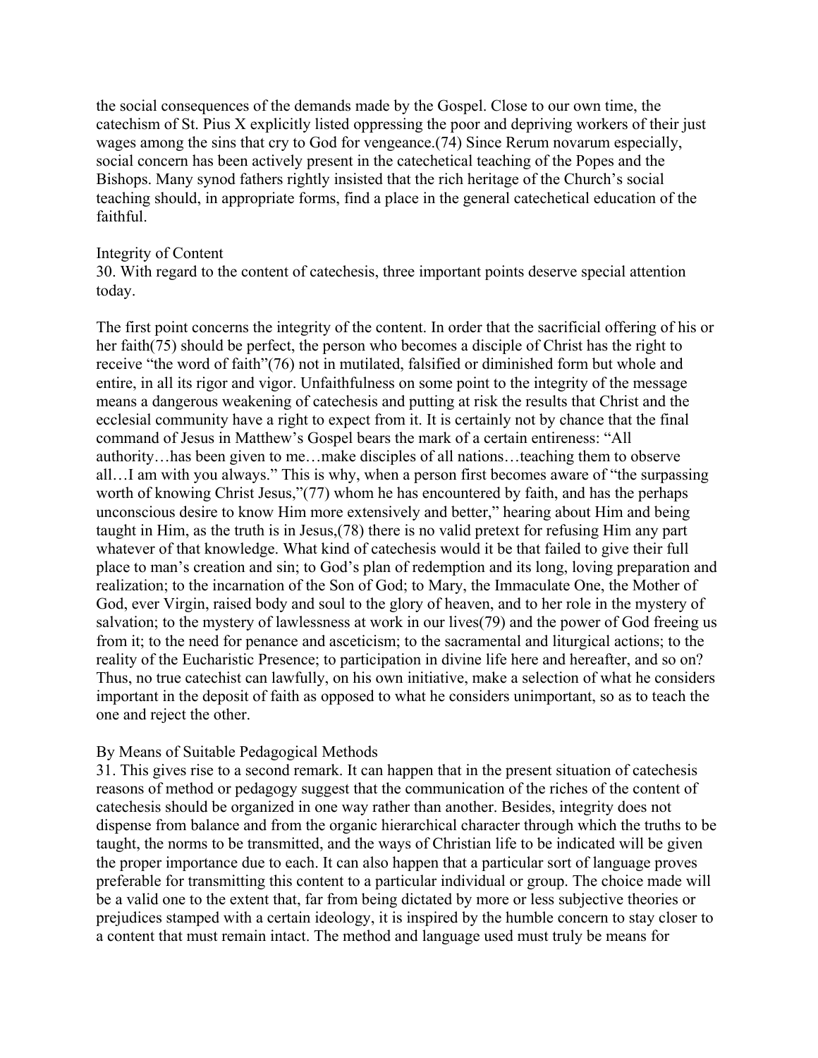the social consequences of the demands made by the Gospel. Close to our own time, the catechism of St. Pius X explicitly listed oppressing the poor and depriving workers of their just wages among the sins that cry to God for vengeance.(74) Since Rerum novarum especially, social concern has been actively present in the catechetical teaching of the Popes and the Bishops. Many synod fathers rightly insisted that the rich heritage of the Church's social teaching should, in appropriate forms, find a place in the general catechetical education of the faithful.

## Integrity of Content

30. With regard to the content of catechesis, three important points deserve special attention today.

The first point concerns the integrity of the content. In order that the sacrificial offering of his or her faith(75) should be perfect, the person who becomes a disciple of Christ has the right to receive "the word of faith"(76) not in mutilated, falsified or diminished form but whole and entire, in all its rigor and vigor. Unfaithfulness on some point to the integrity of the message means a dangerous weakening of catechesis and putting at risk the results that Christ and the ecclesial community have a right to expect from it. It is certainly not by chance that the final command of Jesus in Matthew's Gospel bears the mark of a certain entireness: "All authority…has been given to me…make disciples of all nations…teaching them to observe all…I am with you always." This is why, when a person first becomes aware of "the surpassing worth of knowing Christ Jesus,"(77) whom he has encountered by faith, and has the perhaps unconscious desire to know Him more extensively and better," hearing about Him and being taught in Him, as the truth is in Jesus,(78) there is no valid pretext for refusing Him any part whatever of that knowledge. What kind of catechesis would it be that failed to give their full place to man's creation and sin; to God's plan of redemption and its long, loving preparation and realization; to the incarnation of the Son of God; to Mary, the Immaculate One, the Mother of God, ever Virgin, raised body and soul to the glory of heaven, and to her role in the mystery of salvation; to the mystery of lawlessness at work in our lives(79) and the power of God freeing us from it; to the need for penance and asceticism; to the sacramental and liturgical actions; to the reality of the Eucharistic Presence; to participation in divine life here and hereafter, and so on? Thus, no true catechist can lawfully, on his own initiative, make a selection of what he considers important in the deposit of faith as opposed to what he considers unimportant, so as to teach the one and reject the other.

## By Means of Suitable Pedagogical Methods

31. This gives rise to a second remark. It can happen that in the present situation of catechesis reasons of method or pedagogy suggest that the communication of the riches of the content of catechesis should be organized in one way rather than another. Besides, integrity does not dispense from balance and from the organic hierarchical character through which the truths to be taught, the norms to be transmitted, and the ways of Christian life to be indicated will be given the proper importance due to each. It can also happen that a particular sort of language proves preferable for transmitting this content to a particular individual or group. The choice made will be a valid one to the extent that, far from being dictated by more or less subjective theories or prejudices stamped with a certain ideology, it is inspired by the humble concern to stay closer to a content that must remain intact. The method and language used must truly be means for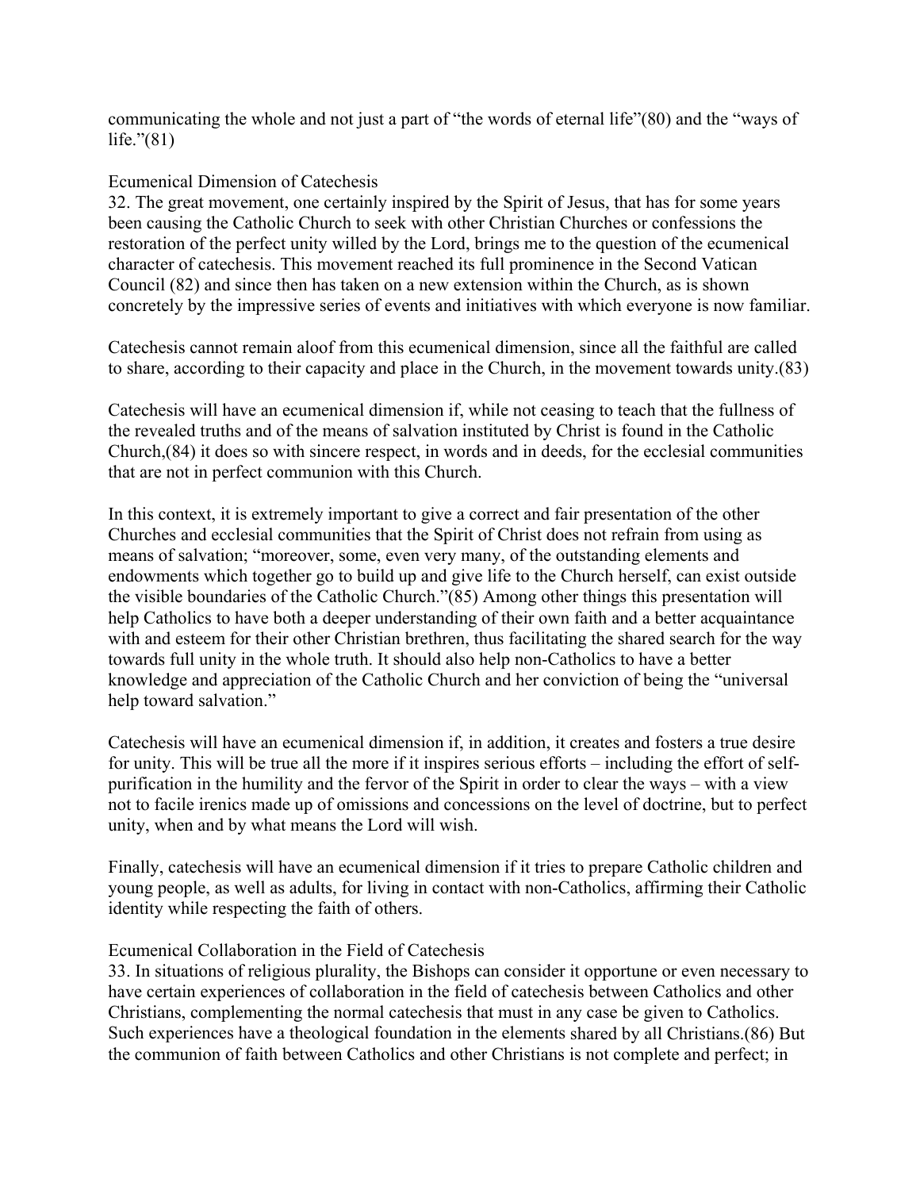communicating the whole and not just a part of "the words of eternal life"(80) and the "ways of life."(81)

## Ecumenical Dimension of Catechesis

32. The great movement, one certainly inspired by the Spirit of Jesus, that has for some years been causing the Catholic Church to seek with other Christian Churches or confessions the restoration of the perfect unity willed by the Lord, brings me to the question of the ecumenical character of catechesis. This movement reached its full prominence in the Second Vatican Council (82) and since then has taken on a new extension within the Church, as is shown concretely by the impressive series of events and initiatives with which everyone is now familiar.

Catechesis cannot remain aloof from this ecumenical dimension, since all the faithful are called to share, according to their capacity and place in the Church, in the movement towards unity.(83)

Catechesis will have an ecumenical dimension if, while not ceasing to teach that the fullness of the revealed truths and of the means of salvation instituted by Christ is found in the Catholic Church,(84) it does so with sincere respect, in words and in deeds, for the ecclesial communities that are not in perfect communion with this Church.

In this context, it is extremely important to give a correct and fair presentation of the other Churches and ecclesial communities that the Spirit of Christ does not refrain from using as means of salvation; "moreover, some, even very many, of the outstanding elements and endowments which together go to build up and give life to the Church herself, can exist outside the visible boundaries of the Catholic Church."(85) Among other things this presentation will help Catholics to have both a deeper understanding of their own faith and a better acquaintance with and esteem for their other Christian brethren, thus facilitating the shared search for the way towards full unity in the whole truth. It should also help non-Catholics to have a better knowledge and appreciation of the Catholic Church and her conviction of being the "universal help toward salvation."

Catechesis will have an ecumenical dimension if, in addition, it creates and fosters a true desire for unity. This will be true all the more if it inspires serious efforts – including the effort of self-purification in the humility and the fervor of the Spirit in order to clear the ways – with a view not to facile irenics made up of omissions and concessions on the level of doctrine, but to perfect unity, when and by what means the Lord will wish.

Finally, catechesis will have an ecumenical dimension if it tries to prepare Catholic children and young people, as well as adults, for living in contact with non-Catholics, affirming their Catholic identity while respecting the faith of others.

## Ecumenical Collaboration in the Field of Catechesis

33. In situations of religious plurality, the Bishops can consider it opportune or even necessary to have certain experiences of collaboration in the field of catechesis between Catholics and other Christians, complementing the normal catechesis that must in any case be given to Catholics. Such experiences have a theological foundation in the elements shared by all Christians.(86) But the communion of faith between Catholics and other Christians is not complete and perfect; in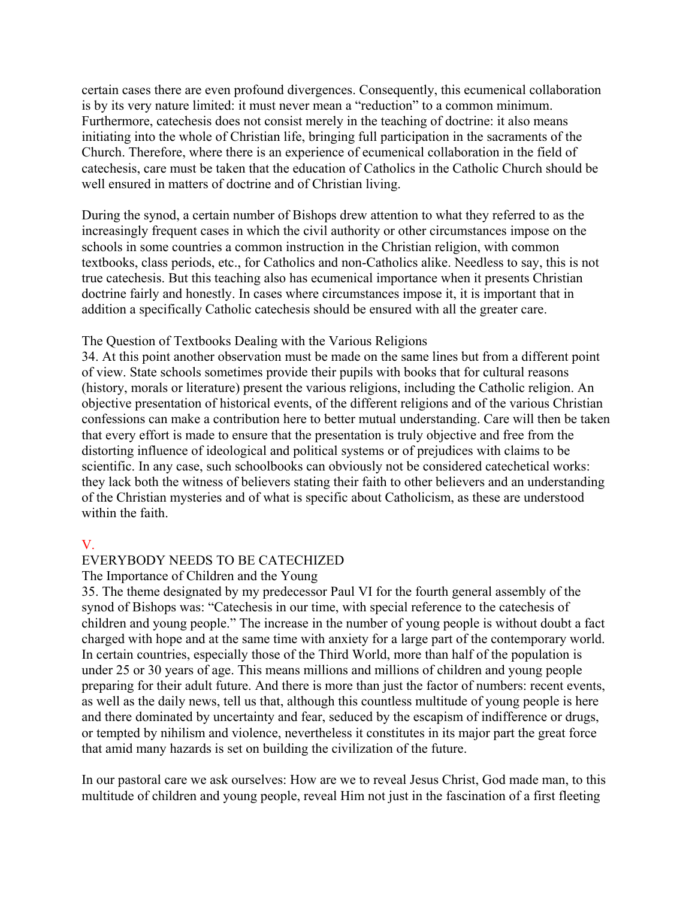certain cases there are even profound divergences. Consequently, this ecumenical collaboration is by its very nature limited: it must never mean a "reduction" to a common minimum. Furthermore, catechesis does not consist merely in the teaching of doctrine: it also means initiating into the whole of Christian life, bringing full participation in the sacraments of the Church. Therefore, where there is an experience of ecumenical collaboration in the field of catechesis, care must be taken that the education of Catholics in the Catholic Church should be well ensured in matters of doctrine and of Christian living.

During the synod, a certain number of Bishops drew attention to what they referred to as the increasingly frequent cases in which the civil authority or other circumstances impose on the schools in some countries a common instruction in the Christian religion, with common textbooks, class periods, etc., for Catholics and non-Catholics alike. Needless to say, this is not true catechesis. But this teaching also has ecumenical importance when it presents Christian doctrine fairly and honestly. In cases where circumstances impose it, it is important that in addition a specifically Catholic catechesis should be ensured with all the greater care.

### The Question of Textbooks Dealing with the Various Religions

34. At this point another observation must be made on the same lines but from a different point of view. State schools sometimes provide their pupils with books that for cultural reasons (history, morals or literature) present the various religions, including the Catholic religion. An objective presentation of historical events, of the different religions and of the various Christian confessions can make a contribution here to better mutual understanding. Care will then be taken that every effort is made to ensure that the presentation is truly objective and free from the distorting influence of ideological and political systems or of prejudices with claims to be scientific. In any case, such schoolbooks can obviously not be considered catechetical works: they lack both the witness of believers stating their faith to other believers and an understanding of the Christian mysteries and of what is specific about Catholicism, as these are understood within the faith.

## V.
## EVERYBODY NEEDS TO BE CATECHIZED

### The Importance of Children and the Young

35. The theme designated by my predecessor Paul VI for the fourth general assembly of the synod of Bishops was: "Catechesis in our time, with special reference to the catechesis of children and young people." The increase in the number of young people is without doubt a fact charged with hope and at the same time with anxiety for a large part of the contemporary world. In certain countries, especially those of the Third World, more than half of the population is under 25 or 30 years of age. This means millions and millions of children and young people preparing for their adult future. And there is more than just the factor of numbers: recent events, as well as the daily news, tell us that, although this countless multitude of young people is here and there dominated by uncertainty and fear, seduced by the escapism of indifference or drugs, or tempted by nihilism and violence, nevertheless it constitutes in its major part the great force that amid many hazards is set on building the civilization of the future.

In our pastoral care we ask ourselves: How are we to reveal Jesus Christ, God made man, to this multitude of children and young people, reveal Him not just in the fascination of a first fleeting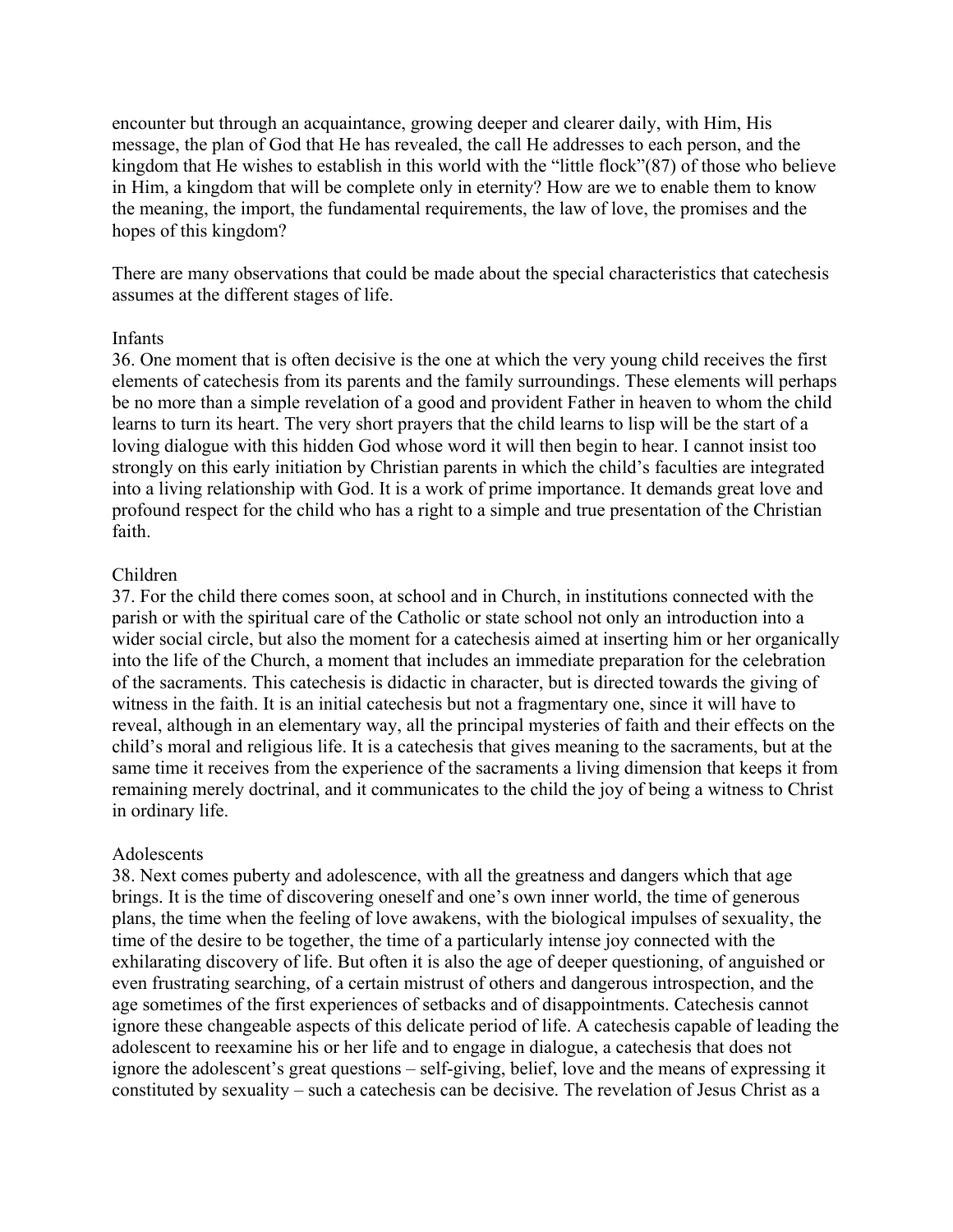encounter but through an acquaintance, growing deeper and clearer daily, with Him, His message, the plan of God that He has revealed, the call He addresses to each person, and the kingdom that He wishes to establish in this world with the "little flock"(87) of those who believe in Him, a kingdom that will be complete only in eternity? How are we to enable them to know the meaning, the import, the fundamental requirements, the law of love, the promises and the hopes of this kingdom?

There are many observations that could be made about the special characteristics that catechesis assumes at the different stages of life.

### Infants

36. One moment that is often decisive is the one at which the very young child receives the first elements of catechesis from its parents and the family surroundings. These elements will perhaps be no more than a simple revelation of a good and provident Father in heaven to whom the child learns to turn its heart. The very short prayers that the child learns to lisp will be the start of a loving dialogue with this hidden God whose word it will then begin to hear. I cannot insist too strongly on this early initiation by Christian parents in which the child's faculties are integrated into a living relationship with God. It is a work of prime importance. It demands great love and profound respect for the child who has a right to a simple and true presentation of the Christian faith.

### Children

37. For the child there comes soon, at school and in Church, in institutions connected with the parish or with the spiritual care of the Catholic or state school not only an introduction into a wider social circle, but also the moment for a catechesis aimed at inserting him or her organically into the life of the Church, a moment that includes an immediate preparation for the celebration of the sacraments. This catechesis is didactic in character, but is directed towards the giving of witness in the faith. It is an initial catechesis but not a fragmentary one, since it will have to reveal, although in an elementary way, all the principal mysteries of faith and their effects on the child's moral and religious life. It is a catechesis that gives meaning to the sacraments, but at the same time it receives from the experience of the sacraments a living dimension that keeps it from remaining merely doctrinal, and it communicates to the child the joy of being a witness to Christ in ordinary life.

### Adolescents

38. Next comes puberty and adolescence, with all the greatness and dangers which that age brings. It is the time of discovering oneself and one's own inner world, the time of generous plans, the time when the feeling of love awakens, with the biological impulses of sexuality, the time of the desire to be together, the time of a particularly intense joy connected with the exhilarating discovery of life. But often it is also the age of deeper questioning, of anguished or even frustrating searching, of a certain mistrust of others and dangerous introspection, and the age sometimes of the first experiences of setbacks and of disappointments. Catechesis cannot ignore these changeable aspects of this delicate period of life. A catechesis capable of leading the adolescent to reexamine his or her life and to engage in dialogue, a catechesis that does not ignore the adolescent's great questions – self-giving, belief, love and the means of expressing it constituted by sexuality – such a catechesis can be decisive. The revelation of Jesus Christ as a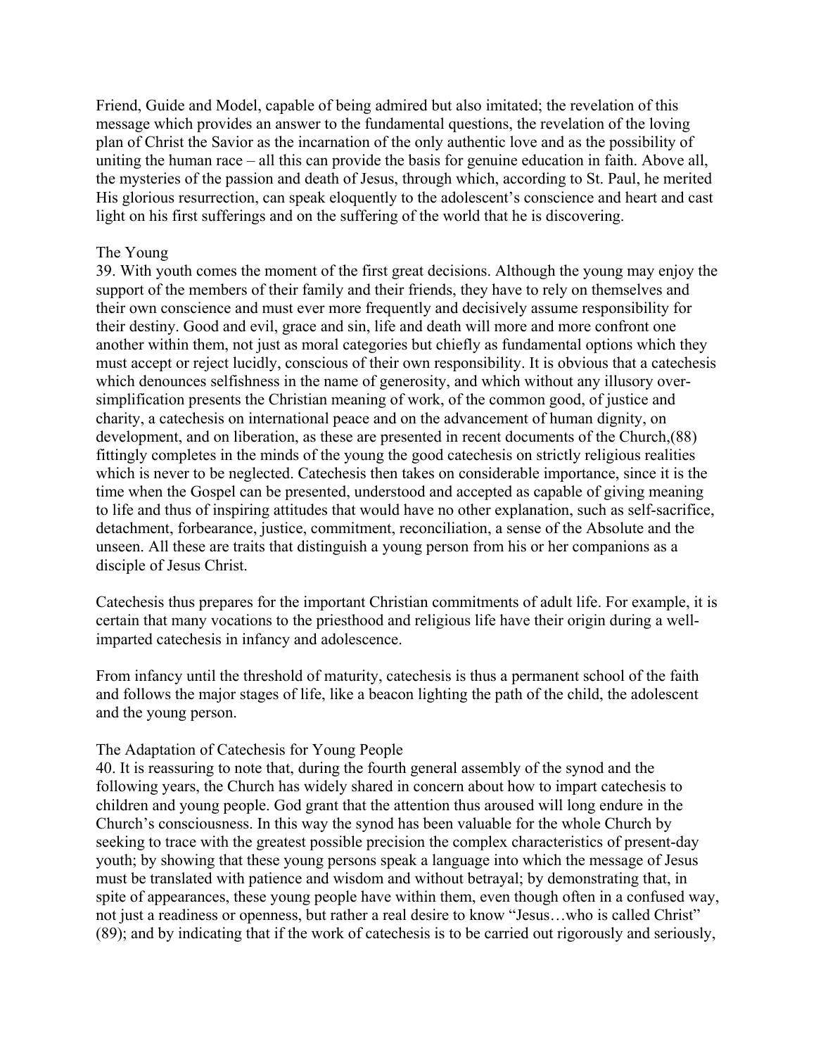Friend, Guide and Model, capable of being admired but also imitated; the revelation of this message which provides an answer to the fundamental questions, the revelation of the loving plan of Christ the Savior as the incarnation of the only authentic love and as the possibility of uniting the human race – all this can provide the basis for genuine education in faith. Above all, the mysteries of the passion and death of Jesus, through which, according to St. Paul, he merited His glorious resurrection, can speak eloquently to the adolescent's conscience and heart and cast light on his first sufferings and on the suffering of the world that he is discovering.

### The Young

39. With youth comes the moment of the first great decisions. Although the young may enjoy the support of the members of their family and their friends, they have to rely on themselves and their own conscience and must ever more frequently and decisively assume responsibility for their destiny. Good and evil, grace and sin, life and death will more and more confront one another within them, not just as moral categories but chiefly as fundamental options which they must accept or reject lucidly, conscious of their own responsibility. It is obvious that a catechesis which denounces selfishness in the name of generosity, and which without any illusory over-simplification presents the Christian meaning of work, of the common good, of justice and charity, a catechesis on international peace and on the advancement of human dignity, on development, and on liberation, as these are presented in recent documents of the Church,(88) fittingly completes in the minds of the young the good catechesis on strictly religious realities which is never to be neglected. Catechesis then takes on considerable importance, since it is the time when the Gospel can be presented, understood and accepted as capable of giving meaning to life and thus of inspiring attitudes that would have no other explanation, such as self-sacrifice, detachment, forbearance, justice, commitment, reconciliation, a sense of the Absolute and the unseen. All these are traits that distinguish a young person from his or her companions as a disciple of Jesus Christ.

Catechesis thus prepares for the important Christian commitments of adult life. For example, it is certain that many vocations to the priesthood and religious life have their origin during a well-imparted catechesis in infancy and adolescence.

From infancy until the threshold of maturity, catechesis is thus a permanent school of the faith and follows the major stages of life, like a beacon lighting the path of the child, the adolescent and the young person.

### The Adaptation of Catechesis for Young People

40. It is reassuring to note that, during the fourth general assembly of the synod and the following years, the Church has widely shared in concern about how to impart catechesis to children and young people. God grant that the attention thus aroused will long endure in the Church's consciousness. In this way the synod has been valuable for the whole Church by seeking to trace with the greatest possible precision the complex characteristics of present-day youth; by showing that these young persons speak a language into which the message of Jesus must be translated with patience and wisdom and without betrayal; by demonstrating that, in spite of appearances, these young people have within them, even though often in a confused way, not just a readiness or openness, but rather a real desire to know "Jesus…who is called Christ" (89); and by indicating that if the work of catechesis is to be carried out rigorously and seriously,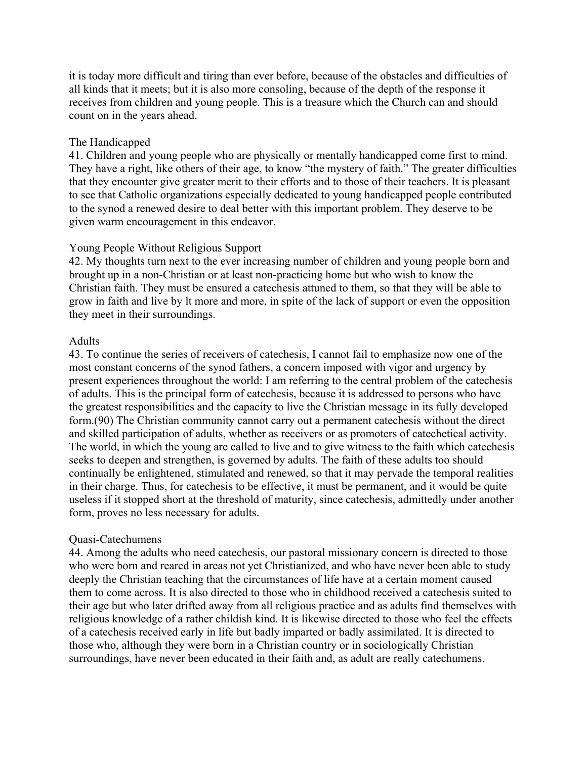it is today more difficult and tiring than ever before, because of the obstacles and difficulties of all kinds that it meets; but it is also more consoling, because of the depth of the response it receives from children and young people. This is a treasure which the Church can and should count on in the years ahead.

### The Handicapped

41. Children and young people who are physically or mentally handicapped come first to mind. They have a right, like others of their age, to know "the mystery of faith." The greater difficulties that they encounter give greater merit to their efforts and to those of their teachers. It is pleasant to see that Catholic organizations especially dedicated to young handicapped people contributed to the synod a renewed desire to deal better with this important problem. They deserve to be given warm encouragement in this endeavor.

### Young People Without Religious Support

42. My thoughts turn next to the ever increasing number of children and young people born and brought up in a non-Christian or at least non-practicing home but who wish to know the Christian faith. They must be ensured a catechesis attuned to them, so that they will be able to grow in faith and live by lt more and more, in spite of the lack of support or even the opposition they meet in their surroundings.

### Adults

43. To continue the series of receivers of catechesis, I cannot fail to emphasize now one of the most constant concerns of the synod fathers, a concern imposed with vigor and urgency by present experiences throughout the world: I am referring to the central problem of the catechesis of adults. This is the principal form of catechesis, because it is addressed to persons who have the greatest responsibilities and the capacity to live the Christian message in its fully developed form.(90) The Christian community cannot carry out a permanent catechesis without the direct and skilled participation of adults, whether as receivers or as promoters of catechetical activity. The world, in which the young are called to live and to give witness to the faith which catechesis seeks to deepen and strengthen, is governed by adults. The faith of these adults too should continually be enlightened, stimulated and renewed, so that it may pervade the temporal realities in their charge. Thus, for catechesis to be effective, it must be permanent, and it would be quite useless if it stopped short at the threshold of maturity, since catechesis, admittedly under another form, proves no less necessary for adults.

### Quasi-Catechumens

44. Among the adults who need catechesis, our pastoral missionary concern is directed to those who were born and reared in areas not yet Christianized, and who have never been able to study deeply the Christian teaching that the circumstances of life have at a certain moment caused them to come across. It is also directed to those who in childhood received a catechesis suited to their age but who later drifted away from all religious practice and as adults find themselves with religious knowledge of a rather childish kind. It is likewise directed to those who feel the effects of a catechesis received early in life but badly imparted or badly assimilated. It is directed to those who, although they were born in a Christian country or in sociologically Christian surroundings, have never been educated in their faith and, as adult are really catechumens.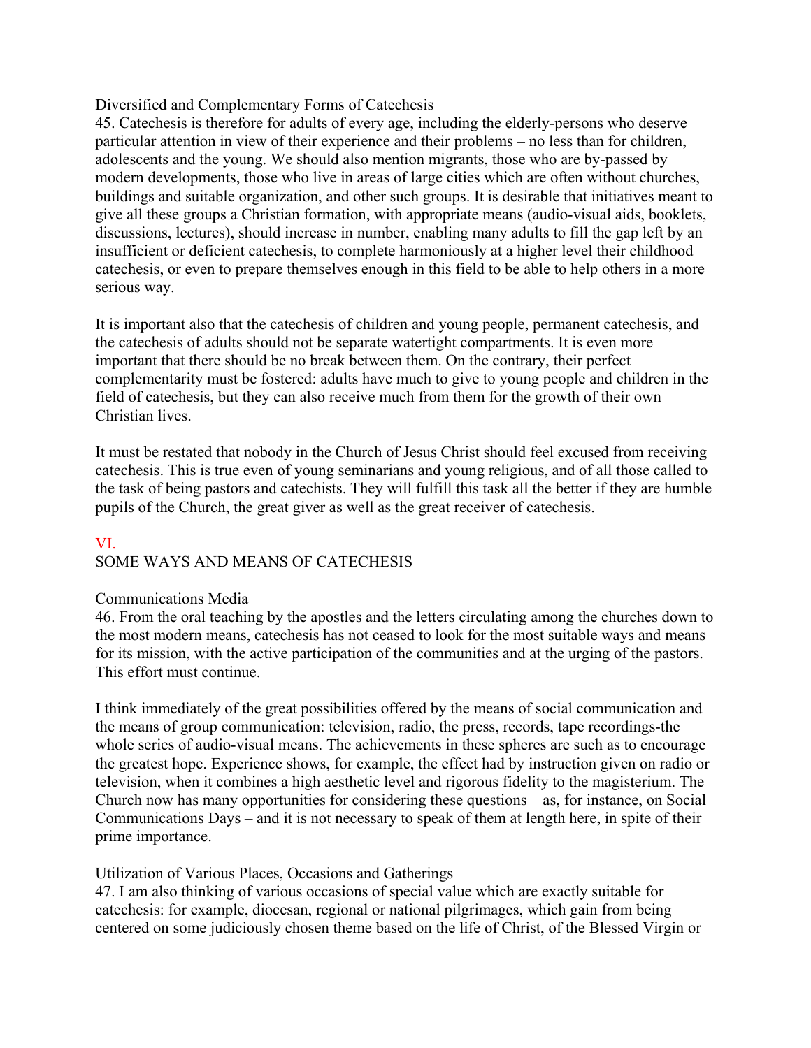### Diversified and Complementary Forms of Catechesis

45. Catechesis is therefore for adults of every age, including the elderly-persons who deserve particular attention in view of their experience and their problems – no less than for children, adolescents and the young. We should also mention migrants, those who are by-passed by modern developments, those who live in areas of large cities which are often without churches, buildings and suitable organization, and other such groups. It is desirable that initiatives meant to give all these groups a Christian formation, with appropriate means (audio-visual aids, booklets, discussions, lectures), should increase in number, enabling many adults to fill the gap left by an insufficient or deficient catechesis, to complete harmoniously at a higher level their childhood catechesis, or even to prepare themselves enough in this field to be able to help others in a more serious way.

It is important also that the catechesis of children and young people, permanent catechesis, and the catechesis of adults should not be separate watertight compartments. It is even more important that there should be no break between them. On the contrary, their perfect complementarity must be fostered: adults have much to give to young people and children in the field of catechesis, but they can also receive much from them for the growth of their own Christian lives.

It must be restated that nobody in the Church of Jesus Christ should feel excused from receiving catechesis. This is true even of young seminarians and young religious, and of all those called to the task of being pastors and catechists. They will fulfill this task all the better if they are humble pupils of the Church, the great giver as well as the great receiver of catechesis.

## VI.
## SOME WAYS AND MEANS OF CATECHESIS

### Communications Media

46. From the oral teaching by the apostles and the letters circulating among the churches down to the most modern means, catechesis has not ceased to look for the most suitable ways and means for its mission, with the active participation of the communities and at the urging of the pastors. This effort must continue.

I think immediately of the great possibilities offered by the means of social communication and the means of group communication: television, radio, the press, records, tape recordings-the whole series of audio-visual means. The achievements in these spheres are such as to encourage the greatest hope. Experience shows, for example, the effect had by instruction given on radio or television, when it combines a high aesthetic level and rigorous fidelity to the magisterium. The Church now has many opportunities for considering these questions – as, for instance, on Social Communications Days – and it is not necessary to speak of them at length here, in spite of their prime importance.

### Utilization of Various Places, Occasions and Gatherings

47. I am also thinking of various occasions of special value which are exactly suitable for catechesis: for example, diocesan, regional or national pilgrimages, which gain from being centered on some judiciously chosen theme based on the life of Christ, of the Blessed Virgin or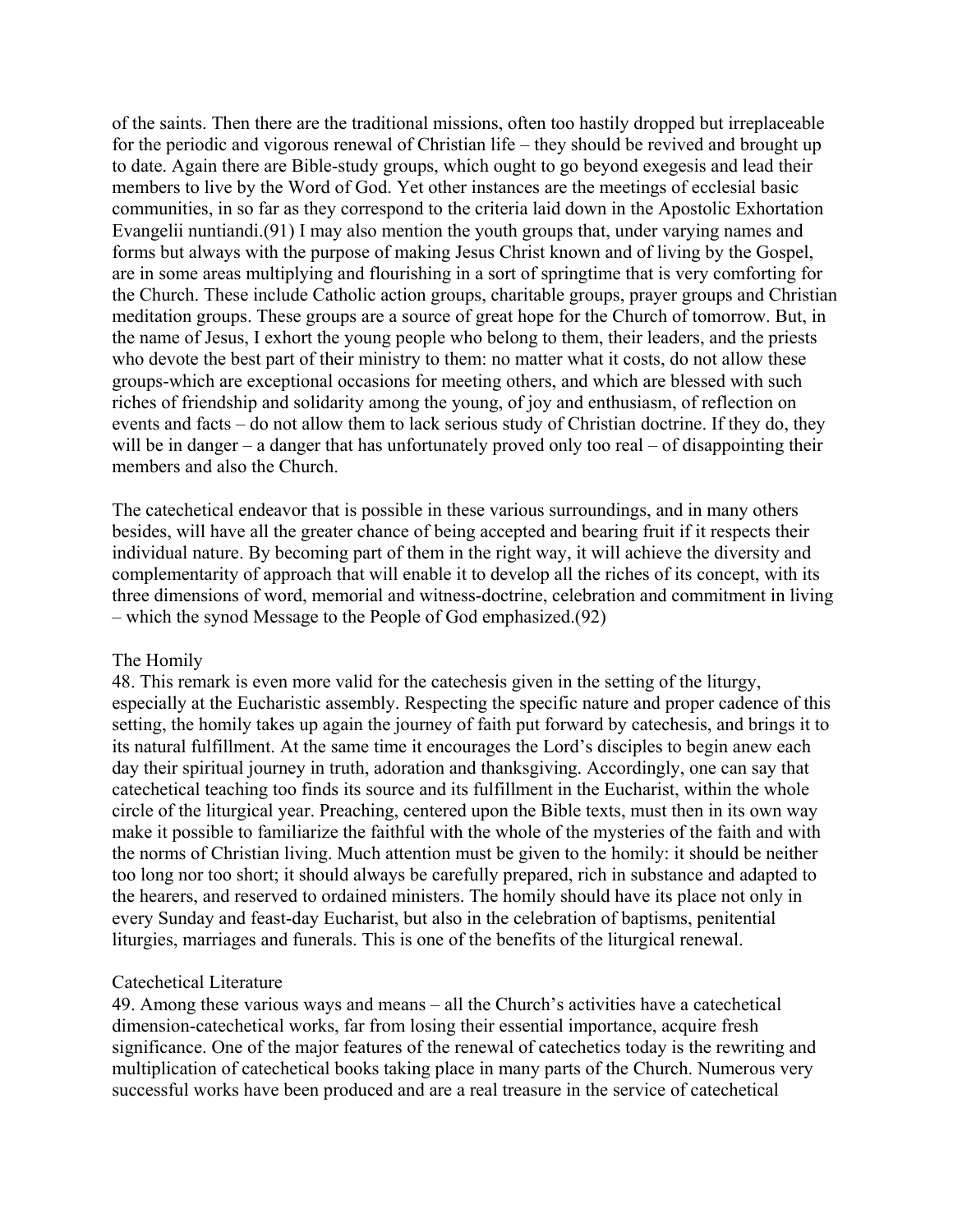of the saints. Then there are the traditional missions, often too hastily dropped but irreplaceable for the periodic and vigorous renewal of Christian life – they should be revived and brought up to date. Again there are Bible-study groups, which ought to go beyond exegesis and lead their members to live by the Word of God. Yet other instances are the meetings of ecclesial basic communities, in so far as they correspond to the criteria laid down in the Apostolic Exhortation Evangelii nuntiandi.(91) I may also mention the youth groups that, under varying names and forms but always with the purpose of making Jesus Christ known and of living by the Gospel, are in some areas multiplying and flourishing in a sort of springtime that is very comforting for the Church. These include Catholic action groups, charitable groups, prayer groups and Christian meditation groups. These groups are a source of great hope for the Church of tomorrow. But, in the name of Jesus, I exhort the young people who belong to them, their leaders, and the priests who devote the best part of their ministry to them: no matter what it costs, do not allow these groups-which are exceptional occasions for meeting others, and which are blessed with such riches of friendship and solidarity among the young, of joy and enthusiasm, of reflection on events and facts – do not allow them to lack serious study of Christian doctrine. If they do, they will be in danger – a danger that has unfortunately proved only too real – of disappointing their members and also the Church.

The catechetical endeavor that is possible in these various surroundings, and in many others besides, will have all the greater chance of being accepted and bearing fruit if it respects their individual nature. By becoming part of them in the right way, it will achieve the diversity and complementarity of approach that will enable it to develop all the riches of its concept, with its three dimensions of word, memorial and witness-doctrine, celebration and commitment in living – which the synod Message to the People of God emphasized.(92)

### The Homily

48. This remark is even more valid for the catechesis given in the setting of the liturgy, especially at the Eucharistic assembly. Respecting the specific nature and proper cadence of this setting, the homily takes up again the journey of faith put forward by catechesis, and brings it to its natural fulfillment. At the same time it encourages the Lord's disciples to begin anew each day their spiritual journey in truth, adoration and thanksgiving. Accordingly, one can say that catechetical teaching too finds its source and its fulfillment in the Eucharist, within the whole circle of the liturgical year. Preaching, centered upon the Bible texts, must then in its own way make it possible to familiarize the faithful with the whole of the mysteries of the faith and with the norms of Christian living. Much attention must be given to the homily: it should be neither too long nor too short; it should always be carefully prepared, rich in substance and adapted to the hearers, and reserved to ordained ministers. The homily should have its place not only in every Sunday and feast-day Eucharist, but also in the celebration of baptisms, penitential liturgies, marriages and funerals. This is one of the benefits of the liturgical renewal.

### Catechetical Literature

49. Among these various ways and means – all the Church's activities have a catechetical dimension-catechetical works, far from losing their essential importance, acquire fresh significance. One of the major features of the renewal of catechetics today is the rewriting and multiplication of catechetical books taking place in many parts of the Church. Numerous very successful works have been produced and are a real treasure in the service of catechetical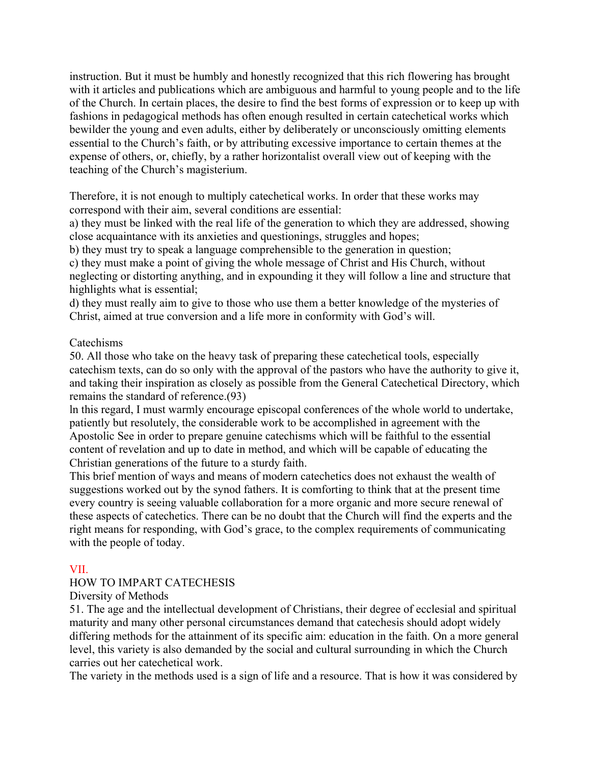instruction. But it must be humbly and honestly recognized that this rich flowering has brought with it articles and publications which are ambiguous and harmful to young people and to the life of the Church. In certain places, the desire to find the best forms of expression or to keep up with fashions in pedagogical methods has often enough resulted in certain catechetical works which bewilder the young and even adults, either by deliberately or unconsciously omitting elements essential to the Church's faith, or by attributing excessive importance to certain themes at the expense of others, or, chiefly, by a rather horizontalist overall view out of keeping with the teaching of the Church's magisterium.

Therefore, it is not enough to multiply catechetical works. In order that these works may correspond with their aim, several conditions are essential:

a) they must be linked with the real life of the generation to which they are addressed, showing close acquaintance with its anxieties and questionings, struggles and hopes;

b) they must try to speak a language comprehensible to the generation in question;

c) they must make a point of giving the whole message of Christ and His Church, without neglecting or distorting anything, and in expounding it they will follow a line and structure that highlights what is essential;

d) they must really aim to give to those who use them a better knowledge of the mysteries of Christ, aimed at true conversion and a life more in conformity with God's will.

### Catechisms

50. All those who take on the heavy task of preparing these catechetical tools, especially catechism texts, can do so only with the approval of the pastors who have the authority to give it, and taking their inspiration as closely as possible from the General Catechetical Directory, which remains the standard of reference.(93)

ln this regard, I must warmly encourage episcopal conferences of the whole world to undertake, patiently but resolutely, the considerable work to be accomplished in agreement with the Apostolic See in order to prepare genuine catechisms which will be faithful to the essential content of revelation and up to date in method, and which will be capable of educating the Christian generations of the future to a sturdy faith.

This brief mention of ways and means of modern catechetics does not exhaust the wealth of suggestions worked out by the synod fathers. It is comforting to think that at the present time every country is seeing valuable collaboration for a more organic and more secure renewal of these aspects of catechetics. There can be no doubt that the Church will find the experts and the right means for responding, with God's grace, to the complex requirements of communicating with the people of today.

## VII.

## HOW TO IMPART CATECHESIS

### Diversity of Methods

51. The age and the intellectual development of Christians, their degree of ecclesial and spiritual maturity and many other personal circumstances demand that catechesis should adopt widely differing methods for the attainment of its specific aim: education in the faith. On a more general level, this variety is also demanded by the social and cultural surrounding in which the Church carries out her catechetical work.

The variety in the methods used is a sign of life and a resource. That is how it was considered by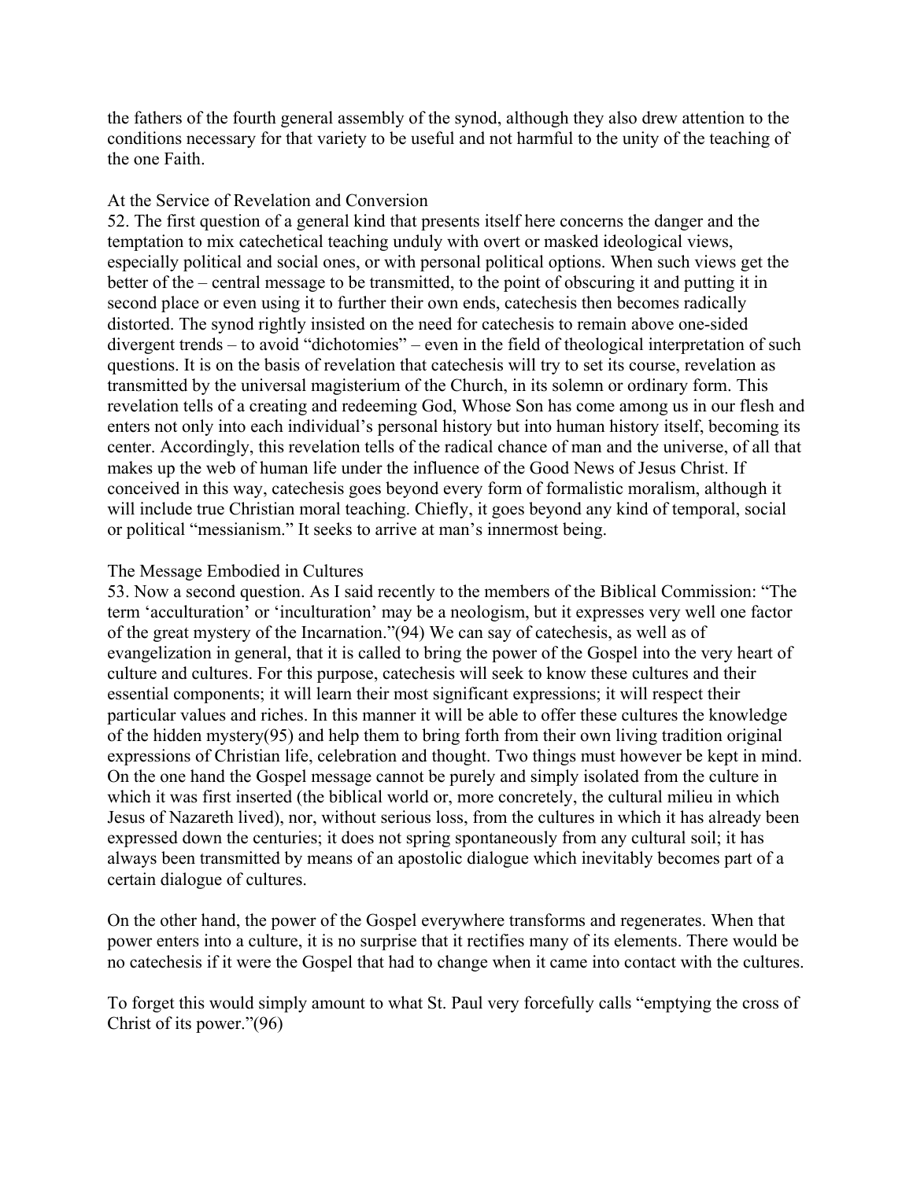the fathers of the fourth general assembly of the synod, although they also drew attention to the conditions necessary for that variety to be useful and not harmful to the unity of the teaching of the one Faith.

### At the Service of Revelation and Conversion

52. The first question of a general kind that presents itself here concerns the danger and the temptation to mix catechetical teaching unduly with overt or masked ideological views, especially political and social ones, or with personal political options. When such views get the better of the – central message to be transmitted, to the point of obscuring it and putting it in second place or even using it to further their own ends, catechesis then becomes radically distorted. The synod rightly insisted on the need for catechesis to remain above one-sided divergent trends – to avoid "dichotomies" – even in the field of theological interpretation of such questions. It is on the basis of revelation that catechesis will try to set its course, revelation as transmitted by the universal magisterium of the Church, in its solemn or ordinary form. This revelation tells of a creating and redeeming God, Whose Son has come among us in our flesh and enters not only into each individual's personal history but into human history itself, becoming its center. Accordingly, this revelation tells of the radical chance of man and the universe, of all that makes up the web of human life under the influence of the Good News of Jesus Christ. If conceived in this way, catechesis goes beyond every form of formalistic moralism, although it will include true Christian moral teaching. Chiefly, it goes beyond any kind of temporal, social or political "messianism." It seeks to arrive at man's innermost being.

### The Message Embodied in Cultures

53. Now a second question. As I said recently to the members of the Biblical Commission: "The term 'acculturation' or 'inculturation' may be a neologism, but it expresses very well one factor of the great mystery of the Incarnation."(94) We can say of catechesis, as well as of evangelization in general, that it is called to bring the power of the Gospel into the very heart of culture and cultures. For this purpose, catechesis will seek to know these cultures and their essential components; it will learn their most significant expressions; it will respect their particular values and riches. In this manner it will be able to offer these cultures the knowledge of the hidden mystery(95) and help them to bring forth from their own living tradition original expressions of Christian life, celebration and thought. Two things must however be kept in mind. On the one hand the Gospel message cannot be purely and simply isolated from the culture in which it was first inserted (the biblical world or, more concretely, the cultural milieu in which Jesus of Nazareth lived), nor, without serious loss, from the cultures in which it has already been expressed down the centuries; it does not spring spontaneously from any cultural soil; it has always been transmitted by means of an apostolic dialogue which inevitably becomes part of a certain dialogue of cultures.

On the other hand, the power of the Gospel everywhere transforms and regenerates. When that power enters into a culture, it is no surprise that it rectifies many of its elements. There would be no catechesis if it were the Gospel that had to change when it came into contact with the cultures.

To forget this would simply amount to what St. Paul very forcefully calls "emptying the cross of Christ of its power."(96)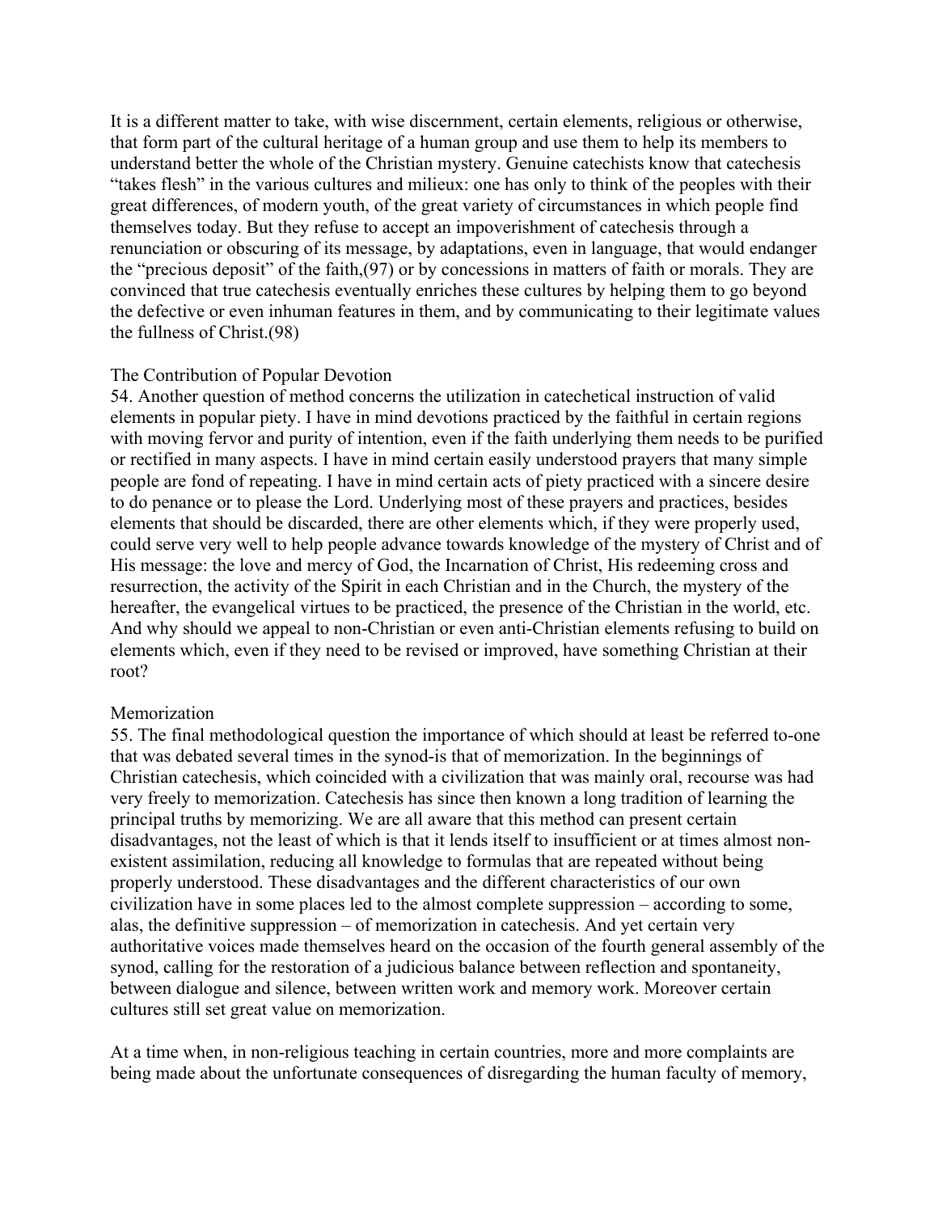It is a different matter to take, with wise discernment, certain elements, religious or otherwise, that form part of the cultural heritage of a human group and use them to help its members to understand better the whole of the Christian mystery. Genuine catechists know that catechesis "takes flesh" in the various cultures and milieux: one has only to think of the peoples with their great differences, of modern youth, of the great variety of circumstances in which people find themselves today. But they refuse to accept an impoverishment of catechesis through a renunciation or obscuring of its message, by adaptations, even in language, that would endanger the "precious deposit" of the faith,(97) or by concessions in matters of faith or morals. They are convinced that true catechesis eventually enriches these cultures by helping them to go beyond the defective or even inhuman features in them, and by communicating to their legitimate values the fullness of Christ.(98)

### The Contribution of Popular Devotion

54. Another question of method concerns the utilization in catechetical instruction of valid elements in popular piety. I have in mind devotions practiced by the faithful in certain regions with moving fervor and purity of intention, even if the faith underlying them needs to be purified or rectified in many aspects. I have in mind certain easily understood prayers that many simple people are fond of repeating. I have in mind certain acts of piety practiced with a sincere desire to do penance or to please the Lord. Underlying most of these prayers and practices, besides elements that should be discarded, there are other elements which, if they were properly used, could serve very well to help people advance towards knowledge of the mystery of Christ and of His message: the love and mercy of God, the Incarnation of Christ, His redeeming cross and resurrection, the activity of the Spirit in each Christian and in the Church, the mystery of the hereafter, the evangelical virtues to be practiced, the presence of the Christian in the world, etc. And why should we appeal to non-Christian or even anti-Christian elements refusing to build on elements which, even if they need to be revised or improved, have something Christian at their root?

### Memorization

55. The final methodological question the importance of which should at least be referred to-one that was debated several times in the synod-is that of memorization. In the beginnings of Christian catechesis, which coincided with a civilization that was mainly oral, recourse was had very freely to memorization. Catechesis has since then known a long tradition of learning the principal truths by memorizing. We are all aware that this method can present certain disadvantages, not the least of which is that it lends itself to insufficient or at times almost non-existent assimilation, reducing all knowledge to formulas that are repeated without being properly understood. These disadvantages and the different characteristics of our own civilization have in some places led to the almost complete suppression – according to some, alas, the definitive suppression – of memorization in catechesis. And yet certain very authoritative voices made themselves heard on the occasion of the fourth general assembly of the synod, calling for the restoration of a judicious balance between reflection and spontaneity, between dialogue and silence, between written work and memory work. Moreover certain cultures still set great value on memorization.

At a time when, in non-religious teaching in certain countries, more and more complaints are being made about the unfortunate consequences of disregarding the human faculty of memory,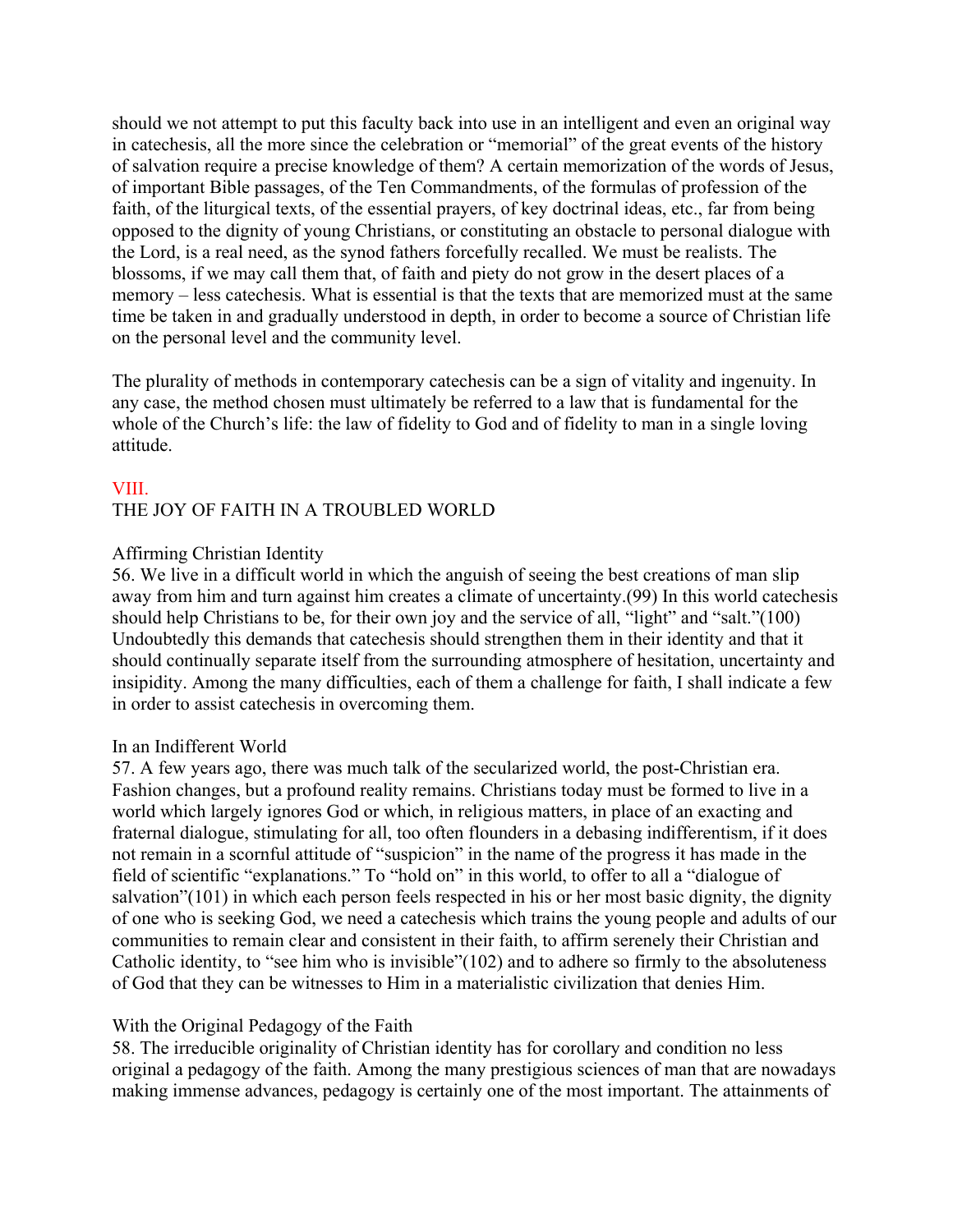should we not attempt to put this faculty back into use in an intelligent and even an original way in catechesis, all the more since the celebration or "memorial" of the great events of the history of salvation require a precise knowledge of them? A certain memorization of the words of Jesus, of important Bible passages, of the Ten Commandments, of the formulas of profession of the faith, of the liturgical texts, of the essential prayers, of key doctrinal ideas, etc., far from being opposed to the dignity of young Christians, or constituting an obstacle to personal dialogue with the Lord, is a real need, as the synod fathers forcefully recalled. We must be realists. The blossoms, if we may call them that, of faith and piety do not grow in the desert places of a memory – less catechesis. What is essential is that the texts that are memorized must at the same time be taken in and gradually understood in depth, in order to become a source of Christian life on the personal level and the community level.

The plurality of methods in contemporary catechesis can be a sign of vitality and ingenuity. In any case, the method chosen must ultimately be referred to a law that is fundamental for the whole of the Church's life: the law of fidelity to God and of fidelity to man in a single loving attitude.

## VIII.
## THE JOY OF FAITH IN A TROUBLED WORLD

### Affirming Christian Identity

56. We live in a difficult world in which the anguish of seeing the best creations of man slip away from him and turn against him creates a climate of uncertainty.(99) In this world catechesis should help Christians to be, for their own joy and the service of all, "light" and "salt."(100) Undoubtedly this demands that catechesis should strengthen them in their identity and that it should continually separate itself from the surrounding atmosphere of hesitation, uncertainty and insipidity. Among the many difficulties, each of them a challenge for faith, I shall indicate a few in order to assist catechesis in overcoming them.

### In an Indifferent World

57. A few years ago, there was much talk of the secularized world, the post-Christian era. Fashion changes, but a profound reality remains. Christians today must be formed to live in a world which largely ignores God or which, in religious matters, in place of an exacting and fraternal dialogue, stimulating for all, too often flounders in a debasing indifferentism, if it does not remain in a scornful attitude of "suspicion" in the name of the progress it has made in the field of scientific "explanations." To "hold on" in this world, to offer to all a "dialogue of salvation"(101) in which each person feels respected in his or her most basic dignity, the dignity of one who is seeking God, we need a catechesis which trains the young people and adults of our communities to remain clear and consistent in their faith, to affirm serenely their Christian and Catholic identity, to "see him who is invisible"(102) and to adhere so firmly to the absoluteness of God that they can be witnesses to Him in a materialistic civilization that denies Him.

### With the Original Pedagogy of the Faith

58. The irreducible originality of Christian identity has for corollary and condition no less original a pedagogy of the faith. Among the many prestigious sciences of man that are nowadays making immense advances, pedagogy is certainly one of the most important. The attainments of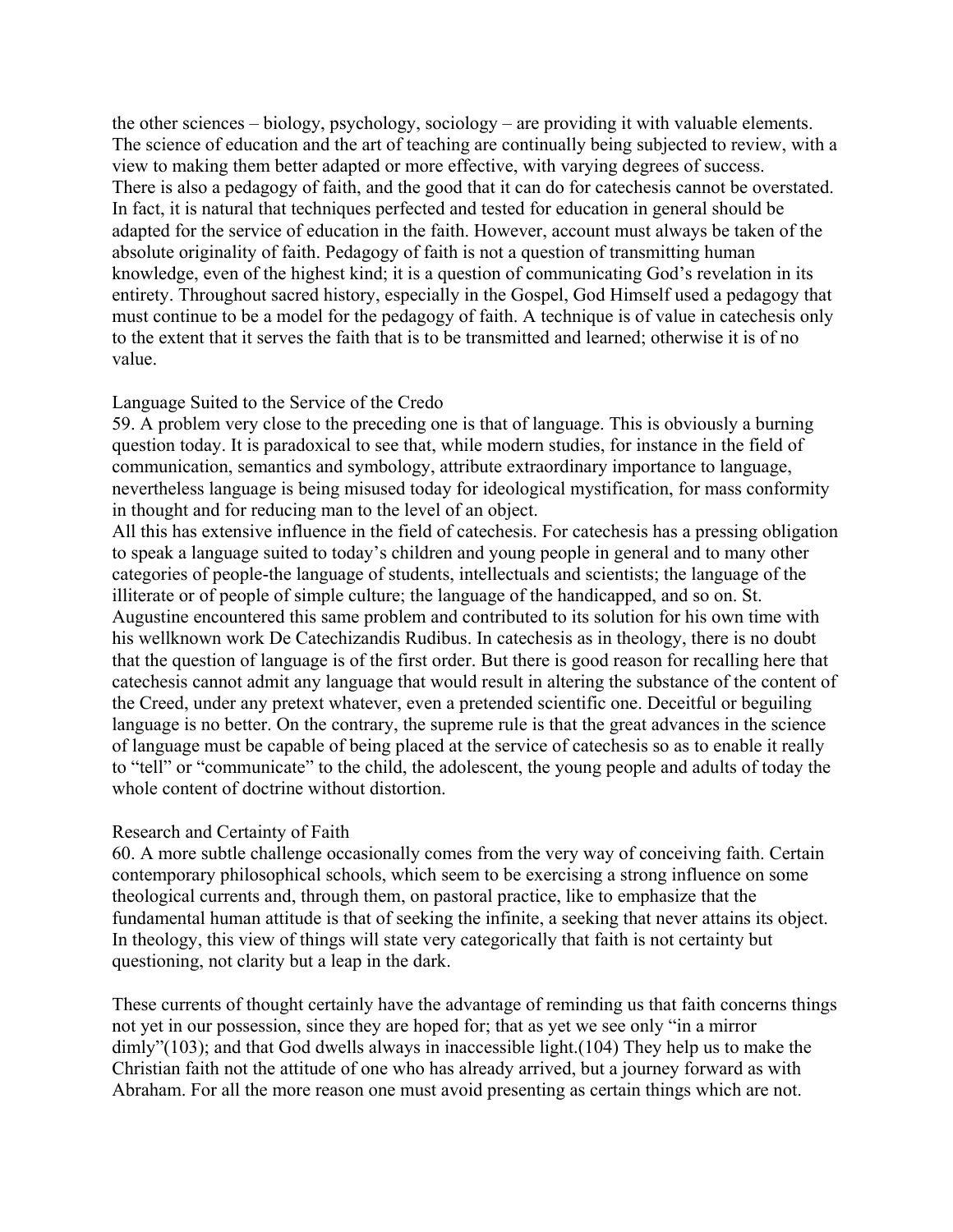the other sciences – biology, psychology, sociology – are providing it with valuable elements. The science of education and the art of teaching are continually being subjected to review, with a view to making them better adapted or more effective, with varying degrees of success.
There is also a pedagogy of faith, and the good that it can do for catechesis cannot be overstated. In fact, it is natural that techniques perfected and tested for education in general should be adapted for the service of education in the faith. However, account must always be taken of the absolute originality of faith. Pedagogy of faith is not a question of transmitting human knowledge, even of the highest kind; it is a question of communicating God's revelation in its entirety. Throughout sacred history, especially in the Gospel, God Himself used a pedagogy that must continue to be a model for the pedagogy of faith. A technique is of value in catechesis only to the extent that it serves the faith that is to be transmitted and learned; otherwise it is of no value.

## Language Suited to the Service of the Credo

59. A problem very close to the preceding one is that of language. This is obviously a burning question today. It is paradoxical to see that, while modern studies, for instance in the field of communication, semantics and symbology, attribute extraordinary importance to language, nevertheless language is being misused today for ideological mystification, for mass conformity in thought and for reducing man to the level of an object.
All this has extensive influence in the field of catechesis. For catechesis has a pressing obligation to speak a language suited to today's children and young people in general and to many other categories of people-the language of students, intellectuals and scientists; the language of the illiterate or of people of simple culture; the language of the handicapped, and so on. St. Augustine encountered this same problem and contributed to its solution for his own time with his wellknown work De Catechizandis Rudibus. In catechesis as in theology, there is no doubt that the question of language is of the first order. But there is good reason for recalling here that catechesis cannot admit any language that would result in altering the substance of the content of the Creed, under any pretext whatever, even a pretended scientific one. Deceitful or beguiling language is no better. On the contrary, the supreme rule is that the great advances in the science of language must be capable of being placed at the service of catechesis so as to enable it really to "tell" or "communicate" to the child, the adolescent, the young people and adults of today the whole content of doctrine without distortion.

## Research and Certainty of Faith

60. A more subtle challenge occasionally comes from the very way of conceiving faith. Certain contemporary philosophical schools, which seem to be exercising a strong influence on some theological currents and, through them, on pastoral practice, like to emphasize that the fundamental human attitude is that of seeking the infinite, a seeking that never attains its object. In theology, this view of things will state very categorically that faith is not certainty but questioning, not clarity but a leap in the dark.

These currents of thought certainly have the advantage of reminding us that faith concerns things not yet in our possession, since they are hoped for; that as yet we see only "in a mirror dimly"(103); and that God dwells always in inaccessible light.(104) They help us to make the Christian faith not the attitude of one who has already arrived, but a journey forward as with Abraham. For all the more reason one must avoid presenting as certain things which are not.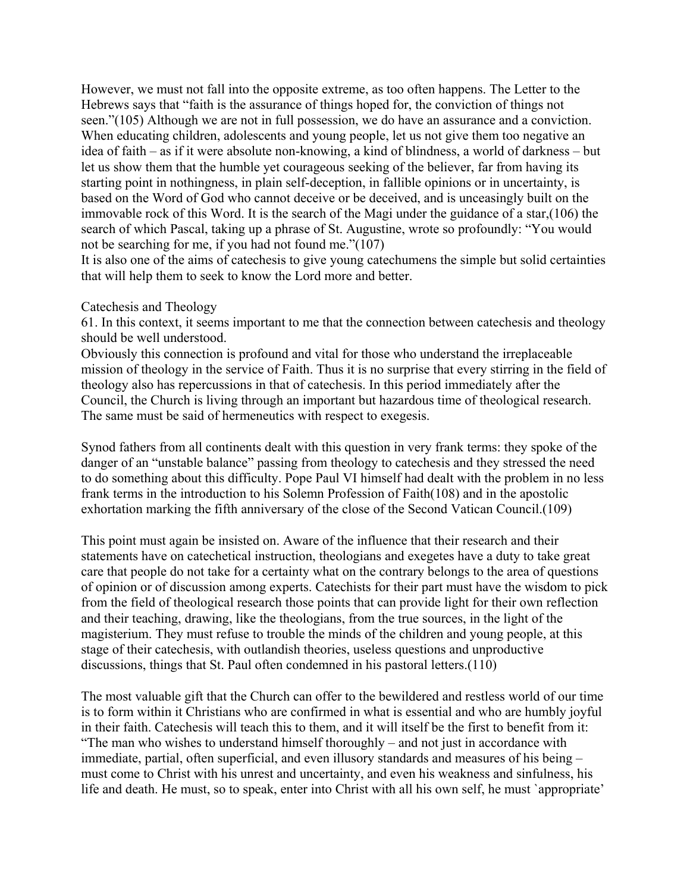However, we must not fall into the opposite extreme, as too often happens. The Letter to the Hebrews says that "faith is the assurance of things hoped for, the conviction of things not seen."(105) Although we are not in full possession, we do have an assurance and a conviction. When educating children, adolescents and young people, let us not give them too negative an idea of faith – as if it were absolute non-knowing, a kind of blindness, a world of darkness – but let us show them that the humble yet courageous seeking of the believer, far from having its starting point in nothingness, in plain self-deception, in fallible opinions or in uncertainty, is based on the Word of God who cannot deceive or be deceived, and is unceasingly built on the immovable rock of this Word. It is the search of the Magi under the guidance of a star,(106) the search of which Pascal, taking up a phrase of St. Augustine, wrote so profoundly: "You would not be searching for me, if you had not found me."(107)

It is also one of the aims of catechesis to give young catechumens the simple but solid certainties that will help them to seek to know the Lord more and better.

## Catechesis and Theology

61. In this context, it seems important to me that the connection between catechesis and theology should be well understood.

Obviously this connection is profound and vital for those who understand the irreplaceable mission of theology in the service of Faith. Thus it is no surprise that every stirring in the field of theology also has repercussions in that of catechesis. In this period immediately after the Council, the Church is living through an important but hazardous time of theological research. The same must be said of hermeneutics with respect to exegesis.

Synod fathers from all continents dealt with this question in very frank terms: they spoke of the danger of an "unstable balance" passing from theology to catechesis and they stressed the need to do something about this difficulty. Pope Paul VI himself had dealt with the problem in no less frank terms in the introduction to his Solemn Profession of Faith(108) and in the apostolic exhortation marking the fifth anniversary of the close of the Second Vatican Council.(109)

This point must again be insisted on. Aware of the influence that their research and their statements have on catechetical instruction, theologians and exegetes have a duty to take great care that people do not take for a certainty what on the contrary belongs to the area of questions of opinion or of discussion among experts. Catechists for their part must have the wisdom to pick from the field of theological research those points that can provide light for their own reflection and their teaching, drawing, like the theologians, from the true sources, in the light of the magisterium. They must refuse to trouble the minds of the children and young people, at this stage of their catechesis, with outlandish theories, useless questions and unproductive discussions, things that St. Paul often condemned in his pastoral letters.(110)

The most valuable gift that the Church can offer to the bewildered and restless world of our time is to form within it Christians who are confirmed in what is essential and who are humbly joyful in their faith. Catechesis will teach this to them, and it will itself be the first to benefit from it: "The man who wishes to understand himself thoroughly – and not just in accordance with immediate, partial, often superficial, and even illusory standards and measures of his being – must come to Christ with his unrest and uncertainty, and even his weakness and sinfulness, his life and death. He must, so to speak, enter into Christ with all his own self, he must `appropriate'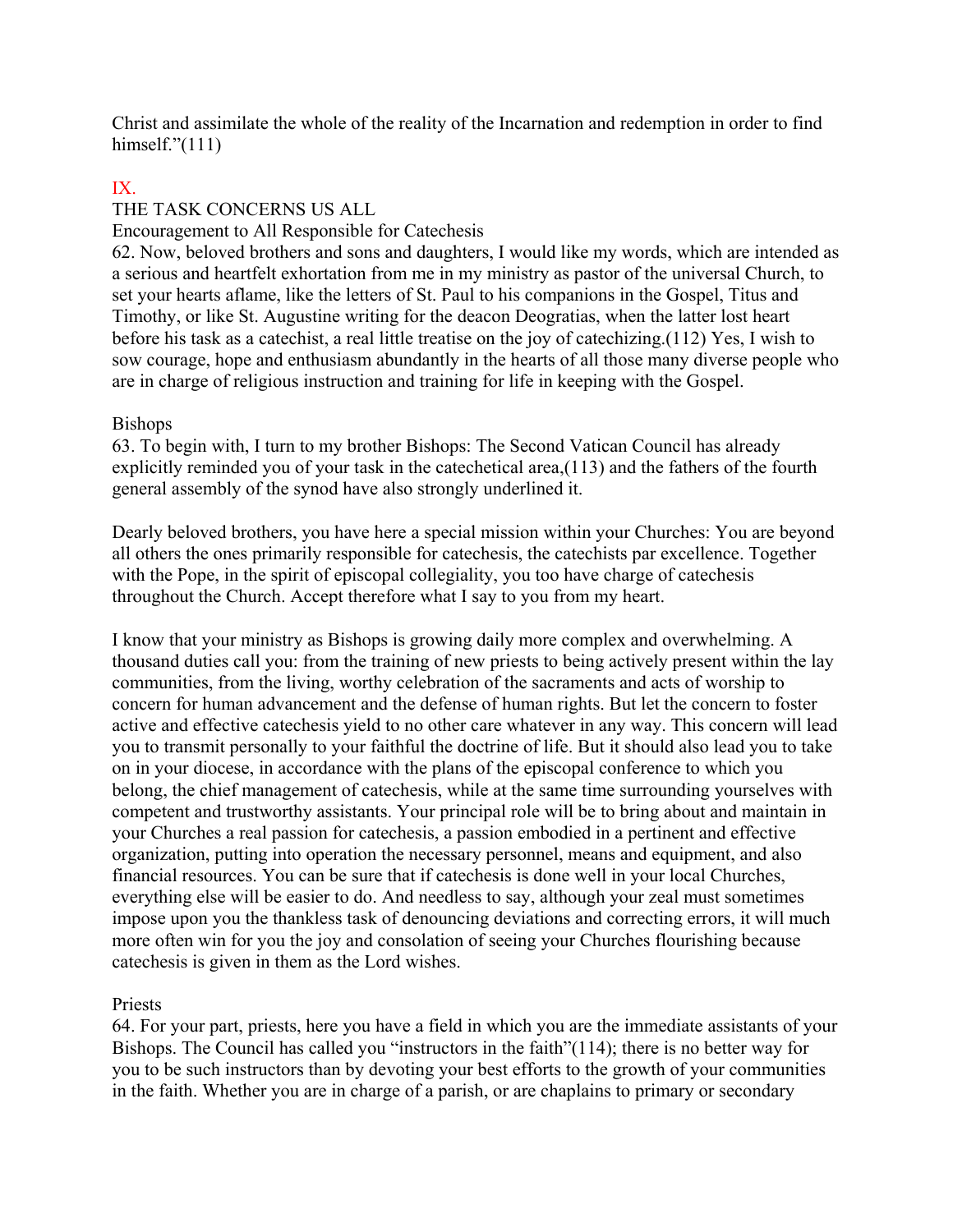Christ and assimilate the whole of the reality of the Incarnation and redemption in order to find himself."(111)

## IX.

## THE TASK CONCERNS US ALL

### Encouragement to All Responsible for Catechesis

62. Now, beloved brothers and sons and daughters, I would like my words, which are intended as a serious and heartfelt exhortation from me in my ministry as pastor of the universal Church, to set your hearts aflame, like the letters of St. Paul to his companions in the Gospel, Titus and Timothy, or like St. Augustine writing for the deacon Deogratias, when the latter lost heart before his task as a catechist, a real little treatise on the joy of catechizing.(112) Yes, I wish to sow courage, hope and enthusiasm abundantly in the hearts of all those many diverse people who are in charge of religious instruction and training for life in keeping with the Gospel.

### Bishops

63. To begin with, I turn to my brother Bishops: The Second Vatican Council has already explicitly reminded you of your task in the catechetical area,(113) and the fathers of the fourth general assembly of the synod have also strongly underlined it.

Dearly beloved brothers, you have here a special mission within your Churches: You are beyond all others the ones primarily responsible for catechesis, the catechists par excellence. Together with the Pope, in the spirit of episcopal collegiality, you too have charge of catechesis throughout the Church. Accept therefore what I say to you from my heart.

I know that your ministry as Bishops is growing daily more complex and overwhelming. A thousand duties call you: from the training of new priests to being actively present within the lay communities, from the living, worthy celebration of the sacraments and acts of worship to concern for human advancement and the defense of human rights. But let the concern to foster active and effective catechesis yield to no other care whatever in any way. This concern will lead you to transmit personally to your faithful the doctrine of life. But it should also lead you to take on in your diocese, in accordance with the plans of the episcopal conference to which you belong, the chief management of catechesis, while at the same time surrounding yourselves with competent and trustworthy assistants. Your principal role will be to bring about and maintain in your Churches a real passion for catechesis, a passion embodied in a pertinent and effective organization, putting into operation the necessary personnel, means and equipment, and also financial resources. You can be sure that if catechesis is done well in your local Churches, everything else will be easier to do. And needless to say, although your zeal must sometimes impose upon you the thankless task of denouncing deviations and correcting errors, it will much more often win for you the joy and consolation of seeing your Churches flourishing because catechesis is given in them as the Lord wishes.

### Priests

64. For your part, priests, here you have a field in which you are the immediate assistants of your Bishops. The Council has called you "instructors in the faith"(114); there is no better way for you to be such instructors than by devoting your best efforts to the growth of your communities in the faith. Whether you are in charge of a parish, or are chaplains to primary or secondary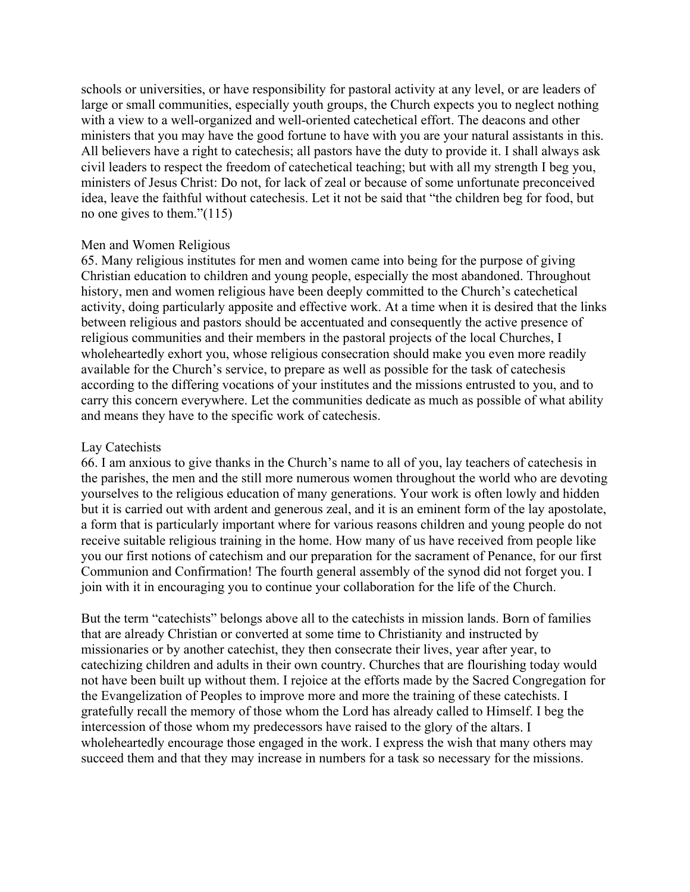schools or universities, or have responsibility for pastoral activity at any level, or are leaders of large or small communities, especially youth groups, the Church expects you to neglect nothing with a view to a well-organized and well-oriented catechetical effort. The deacons and other ministers that you may have the good fortune to have with you are your natural assistants in this. All believers have a right to catechesis; all pastors have the duty to provide it. I shall always ask civil leaders to respect the freedom of catechetical teaching; but with all my strength I beg you, ministers of Jesus Christ: Do not, for lack of zeal or because of some unfortunate preconceived idea, leave the faithful without catechesis. Let it not be said that "the children beg for food, but no one gives to them."(115)

### Men and Women Religious

65. Many religious institutes for men and women came into being for the purpose of giving Christian education to children and young people, especially the most abandoned. Throughout history, men and women religious have been deeply committed to the Church's catechetical activity, doing particularly apposite and effective work. At a time when it is desired that the links between religious and pastors should be accentuated and consequently the active presence of religious communities and their members in the pastoral projects of the local Churches, I wholeheartedly exhort you, whose religious consecration should make you even more readily available for the Church's service, to prepare as well as possible for the task of catechesis according to the differing vocations of your institutes and the missions entrusted to you, and to carry this concern everywhere. Let the communities dedicate as much as possible of what ability and means they have to the specific work of catechesis.

### Lay Catechists

66. I am anxious to give thanks in the Church's name to all of you, lay teachers of catechesis in the parishes, the men and the still more numerous women throughout the world who are devoting yourselves to the religious education of many generations. Your work is often lowly and hidden but it is carried out with ardent and generous zeal, and it is an eminent form of the lay apostolate, a form that is particularly important where for various reasons children and young people do not receive suitable religious training in the home. How many of us have received from people like you our first notions of catechism and our preparation for the sacrament of Penance, for our first Communion and Confirmation! The fourth general assembly of the synod did not forget you. I join with it in encouraging you to continue your collaboration for the life of the Church.

But the term "catechists" belongs above all to the catechists in mission lands. Born of families that are already Christian or converted at some time to Christianity and instructed by missionaries or by another catechist, they then consecrate their lives, year after year, to catechizing children and adults in their own country. Churches that are flourishing today would not have been built up without them. I rejoice at the efforts made by the Sacred Congregation for the Evangelization of Peoples to improve more and more the training of these catechists. I gratefully recall the memory of those whom the Lord has already called to Himself. I beg the intercession of those whom my predecessors have raised to the glory of the altars. I wholeheartedly encourage those engaged in the work. I express the wish that many others may succeed them and that they may increase in numbers for a task so necessary for the missions.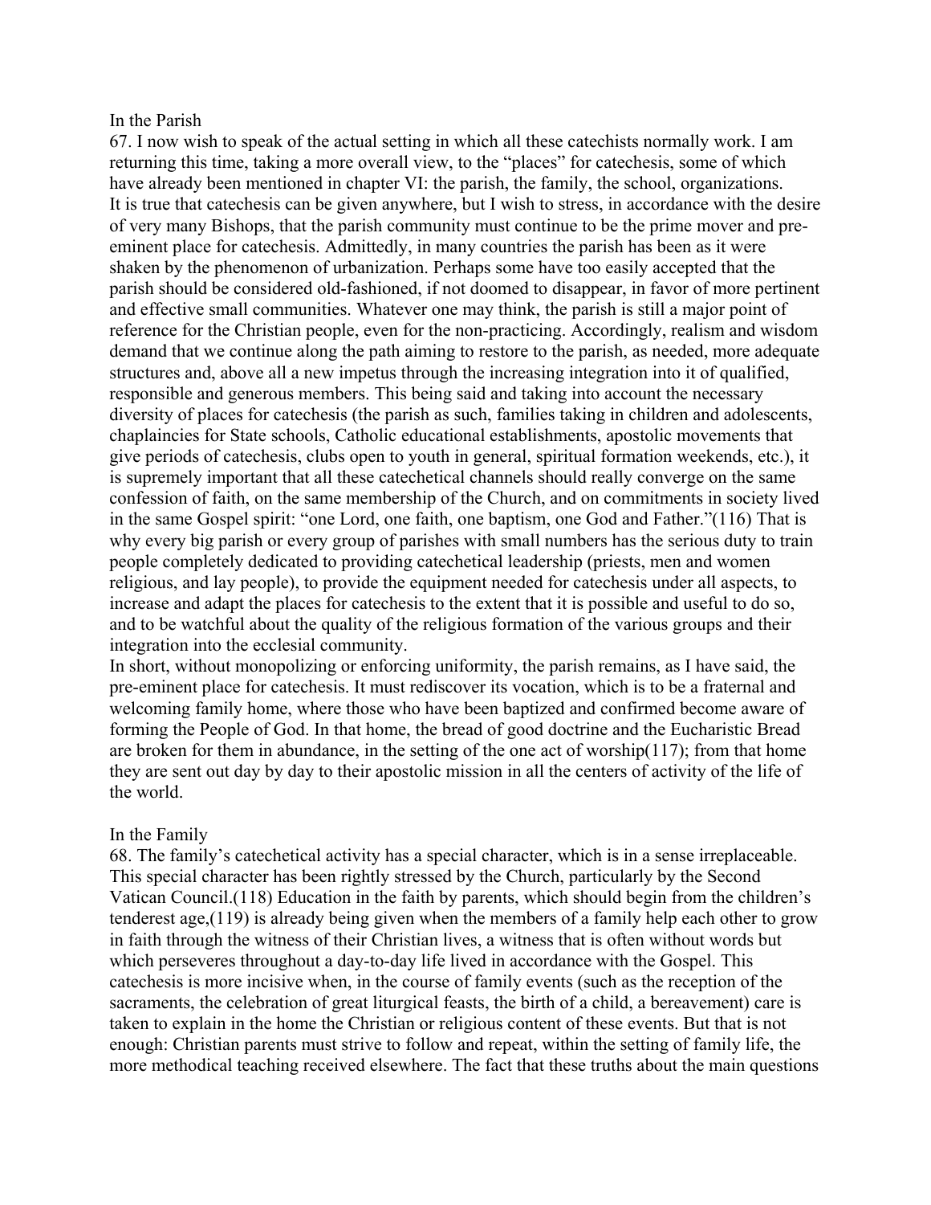## In the Parish

67. I now wish to speak of the actual setting in which all these catechists normally work. I am returning this time, taking a more overall view, to the "places" for catechesis, some of which have already been mentioned in chapter VI: the parish, the family, the school, organizations. It is true that catechesis can be given anywhere, but I wish to stress, in accordance with the desire of very many Bishops, that the parish community must continue to be the prime mover and pre-eminent place for catechesis. Admittedly, in many countries the parish has been as it were shaken by the phenomenon of urbanization. Perhaps some have too easily accepted that the parish should be considered old-fashioned, if not doomed to disappear, in favor of more pertinent and effective small communities. Whatever one may think, the parish is still a major point of reference for the Christian people, even for the non-practicing. Accordingly, realism and wisdom demand that we continue along the path aiming to restore to the parish, as needed, more adequate structures and, above all a new impetus through the increasing integration into it of qualified, responsible and generous members. This being said and taking into account the necessary diversity of places for catechesis (the parish as such, families taking in children and adolescents, chaplaincies for State schools, Catholic educational establishments, apostolic movements that give periods of catechesis, clubs open to youth in general, spiritual formation weekends, etc.), it is supremely important that all these catechetical channels should really converge on the same confession of faith, on the same membership of the Church, and on commitments in society lived in the same Gospel spirit: "one Lord, one faith, one baptism, one God and Father."(116) That is why every big parish or every group of parishes with small numbers has the serious duty to train people completely dedicated to providing catechetical leadership (priests, men and women religious, and lay people), to provide the equipment needed for catechesis under all aspects, to increase and adapt the places for catechesis to the extent that it is possible and useful to do so, and to be watchful about the quality of the religious formation of the various groups and their integration into the ecclesial community.

In short, without monopolizing or enforcing uniformity, the parish remains, as I have said, the pre-eminent place for catechesis. It must rediscover its vocation, which is to be a fraternal and welcoming family home, where those who have been baptized and confirmed become aware of forming the People of God. In that home, the bread of good doctrine and the Eucharistic Bread are broken for them in abundance, in the setting of the one act of worship(117); from that home they are sent out day by day to their apostolic mission in all the centers of activity of the life of the world.

## In the Family

68. The family's catechetical activity has a special character, which is in a sense irreplaceable. This special character has been rightly stressed by the Church, particularly by the Second Vatican Council.(118) Education in the faith by parents, which should begin from the children's tenderest age,(119) is already being given when the members of a family help each other to grow in faith through the witness of their Christian lives, a witness that is often without words but which perseveres throughout a day-to-day life lived in accordance with the Gospel. This catechesis is more incisive when, in the course of family events (such as the reception of the sacraments, the celebration of great liturgical feasts, the birth of a child, a bereavement) care is taken to explain in the home the Christian or religious content of these events. But that is not enough: Christian parents must strive to follow and repeat, within the setting of family life, the more methodical teaching received elsewhere. The fact that these truths about the main questions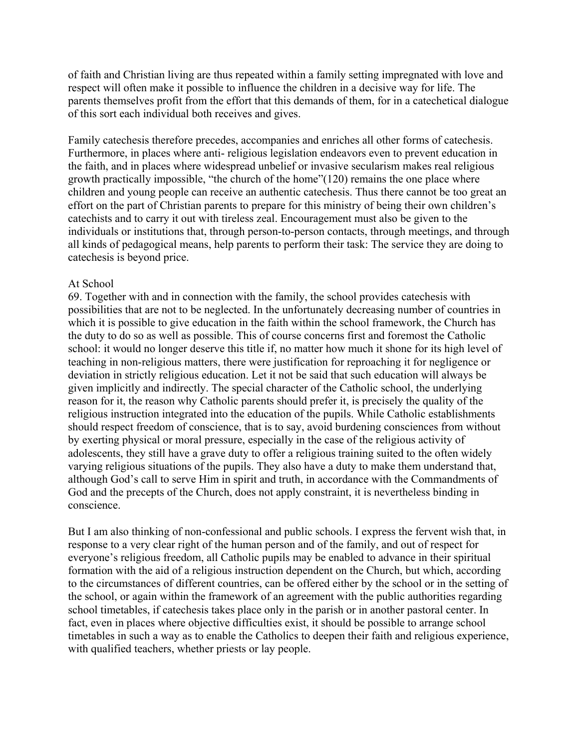of faith and Christian living are thus repeated within a family setting impregnated with love and respect will often make it possible to influence the children in a decisive way for life. The parents themselves profit from the effort that this demands of them, for in a catechetical dialogue of this sort each individual both receives and gives.

Family catechesis therefore precedes, accompanies and enriches all other forms of catechesis. Furthermore, in places where anti- religious legislation endeavors even to prevent education in the faith, and in places where widespread unbelief or invasive secularism makes real religious growth practically impossible, "the church of the home"(120) remains the one place where children and young people can receive an authentic catechesis. Thus there cannot be too great an effort on the part of Christian parents to prepare for this ministry of being their own children's catechists and to carry it out with tireless zeal. Encouragement must also be given to the individuals or institutions that, through person-to-person contacts, through meetings, and through all kinds of pedagogical means, help parents to perform their task: The service they are doing to catechesis is beyond price.

### At School

69. Together with and in connection with the family, the school provides catechesis with possibilities that are not to be neglected. In the unfortunately decreasing number of countries in which it is possible to give education in the faith within the school framework, the Church has the duty to do so as well as possible. This of course concerns first and foremost the Catholic school: it would no longer deserve this title if, no matter how much it shone for its high level of teaching in non-religious matters, there were justification for reproaching it for negligence or deviation in strictly religious education. Let it not be said that such education will always be given implicitly and indirectly. The special character of the Catholic school, the underlying reason for it, the reason why Catholic parents should prefer it, is precisely the quality of the religious instruction integrated into the education of the pupils. While Catholic establishments should respect freedom of conscience, that is to say, avoid burdening consciences from without by exerting physical or moral pressure, especially in the case of the religious activity of adolescents, they still have a grave duty to offer a religious training suited to the often widely varying religious situations of the pupils. They also have a duty to make them understand that, although God's call to serve Him in spirit and truth, in accordance with the Commandments of God and the precepts of the Church, does not apply constraint, it is nevertheless binding in conscience.

But I am also thinking of non-confessional and public schools. I express the fervent wish that, in response to a very clear right of the human person and of the family, and out of respect for everyone's religious freedom, all Catholic pupils may be enabled to advance in their spiritual formation with the aid of a religious instruction dependent on the Church, but which, according to the circumstances of different countries, can be offered either by the school or in the setting of the school, or again within the framework of an agreement with the public authorities regarding school timetables, if catechesis takes place only in the parish or in another pastoral center. In fact, even in places where objective difficulties exist, it should be possible to arrange school timetables in such a way as to enable the Catholics to deepen their faith and religious experience, with qualified teachers, whether priests or lay people.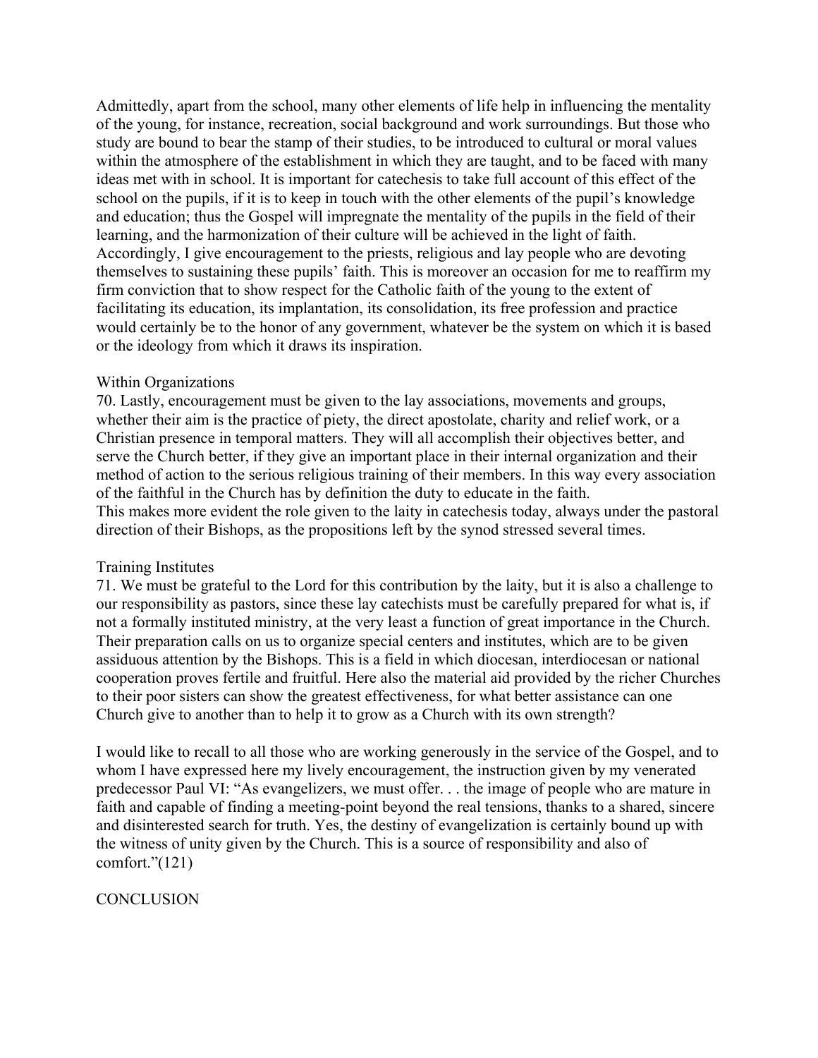Admittedly, apart from the school, many other elements of life help in influencing the mentality of the young, for instance, recreation, social background and work surroundings. But those who study are bound to bear the stamp of their studies, to be introduced to cultural or moral values within the atmosphere of the establishment in which they are taught, and to be faced with many ideas met with in school. It is important for catechesis to take full account of this effect of the school on the pupils, if it is to keep in touch with the other elements of the pupil's knowledge and education; thus the Gospel will impregnate the mentality of the pupils in the field of their learning, and the harmonization of their culture will be achieved in the light of faith. Accordingly, I give encouragement to the priests, religious and lay people who are devoting themselves to sustaining these pupils' faith. This is moreover an occasion for me to reaffirm my firm conviction that to show respect for the Catholic faith of the young to the extent of facilitating its education, its implantation, its consolidation, its free profession and practice would certainly be to the honor of any government, whatever be the system on which it is based or the ideology from which it draws its inspiration.

### Within Organizations

70. Lastly, encouragement must be given to the lay associations, movements and groups, whether their aim is the practice of piety, the direct apostolate, charity and relief work, or a Christian presence in temporal matters. They will all accomplish their objectives better, and serve the Church better, if they give an important place in their internal organization and their method of action to the serious religious training of their members. In this way every association of the faithful in the Church has by definition the duty to educate in the faith.
This makes more evident the role given to the laity in catechesis today, always under the pastoral direction of their Bishops, as the propositions left by the synod stressed several times.

### Training Institutes

71. We must be grateful to the Lord for this contribution by the laity, but it is also a challenge to our responsibility as pastors, since these lay catechists must be carefully prepared for what is, if not a formally instituted ministry, at the very least a function of great importance in the Church. Their preparation calls on us to organize special centers and institutes, which are to be given assiduous attention by the Bishops. This is a field in which diocesan, interdiocesan or national cooperation proves fertile and fruitful. Here also the material aid provided by the richer Churches to their poor sisters can show the greatest effectiveness, for what better assistance can one Church give to another than to help it to grow as a Church with its own strength?

I would like to recall to all those who are working generously in the service of the Gospel, and to whom I have expressed here my lively encouragement, the instruction given by my venerated predecessor Paul VI: "As evangelizers, we must offer. . . the image of people who are mature in faith and capable of finding a meeting-point beyond the real tensions, thanks to a shared, sincere and disinterested search for truth. Yes, the destiny of evangelization is certainly bound up with the witness of unity given by the Church. This is a source of responsibility and also of comfort."(121)

## CONCLUSION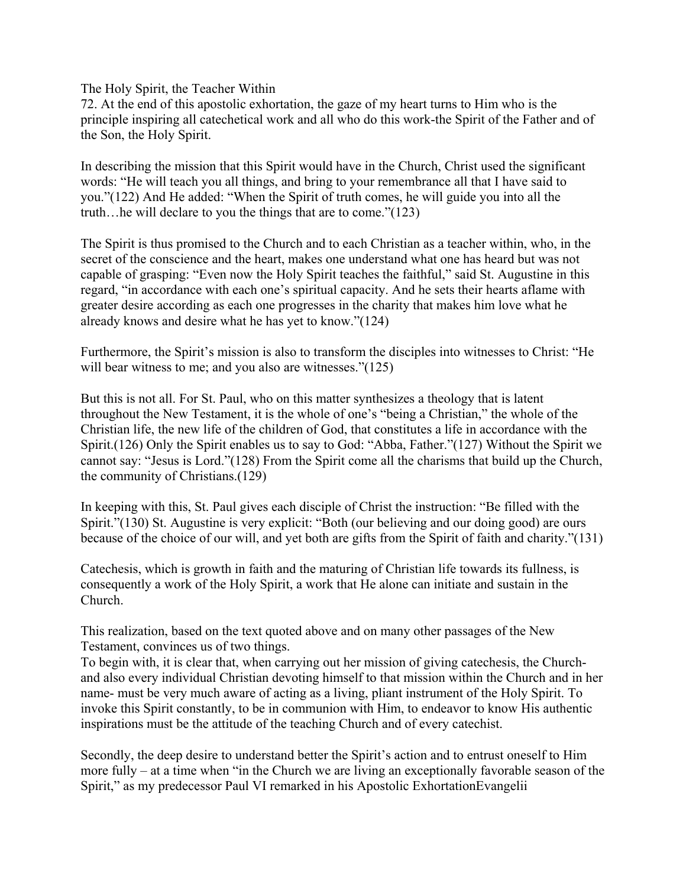The Holy Spirit, the Teacher Within

72. At the end of this apostolic exhortation, the gaze of my heart turns to Him who is the principle inspiring all catechetical work and all who do this work-the Spirit of the Father and of the Son, the Holy Spirit.

In describing the mission that this Spirit would have in the Church, Christ used the significant words: "He will teach you all things, and bring to your remembrance all that I have said to you."(122) And He added: "When the Spirit of truth comes, he will guide you into all the truth…he will declare to you the things that are to come."(123)

The Spirit is thus promised to the Church and to each Christian as a teacher within, who, in the secret of the conscience and the heart, makes one understand what one has heard but was not capable of grasping: "Even now the Holy Spirit teaches the faithful," said St. Augustine in this regard, "in accordance with each one's spiritual capacity. And he sets their hearts aflame with greater desire according as each one progresses in the charity that makes him love what he already knows and desire what he has yet to know."(124)

Furthermore, the Spirit's mission is also to transform the disciples into witnesses to Christ: "He will bear witness to me; and you also are witnesses."(125)

But this is not all. For St. Paul, who on this matter synthesizes a theology that is latent throughout the New Testament, it is the whole of one's "being a Christian," the whole of the Christian life, the new life of the children of God, that constitutes a life in accordance with the Spirit.(126) Only the Spirit enables us to say to God: "Abba, Father."(127) Without the Spirit we cannot say: "Jesus is Lord."(128) From the Spirit come all the charisms that build up the Church, the community of Christians.(129)

In keeping with this, St. Paul gives each disciple of Christ the instruction: "Be filled with the Spirit."(130) St. Augustine is very explicit: "Both (our believing and our doing good) are ours because of the choice of our will, and yet both are gifts from the Spirit of faith and charity."(131)

Catechesis, which is growth in faith and the maturing of Christian life towards its fullness, is consequently a work of the Holy Spirit, a work that He alone can initiate and sustain in the Church.

This realization, based on the text quoted above and on many other passages of the New Testament, convinces us of two things.

To begin with, it is clear that, when carrying out her mission of giving catechesis, the Church- and also every individual Christian devoting himself to that mission within the Church and in her name- must be very much aware of acting as a living, pliant instrument of the Holy Spirit. To invoke this Spirit constantly, to be in communion with Him, to endeavor to know His authentic inspirations must be the attitude of the teaching Church and of every catechist.

Secondly, the deep desire to understand better the Spirit's action and to entrust oneself to Him more fully – at a time when "in the Church we are living an exceptionally favorable season of the Spirit," as my predecessor Paul VI remarked in his Apostolic ExhortationEvangelii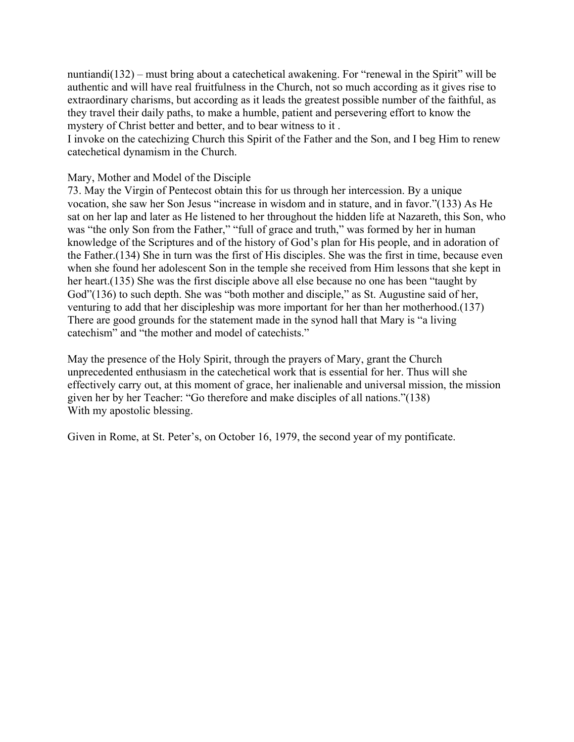nuntiandi(132) – must bring about a catechetical awakening. For "renewal in the Spirit" will be authentic and will have real fruitfulness in the Church, not so much according as it gives rise to extraordinary charisms, but according as it leads the greatest possible number of the faithful, as they travel their daily paths, to make a humble, patient and persevering effort to know the mystery of Christ better and better, and to bear witness to it .

I invoke on the catechizing Church this Spirit of the Father and the Son, and I beg Him to renew catechetical dynamism in the Church.

## Mary, Mother and Model of the Disciple

73. May the Virgin of Pentecost obtain this for us through her intercession. By a unique vocation, she saw her Son Jesus "increase in wisdom and in stature, and in favor."(133) As He sat on her lap and later as He listened to her throughout the hidden life at Nazareth, this Son, who was "the only Son from the Father," "full of grace and truth," was formed by her in human knowledge of the Scriptures and of the history of God's plan for His people, and in adoration of the Father.(134) She in turn was the first of His disciples. She was the first in time, because even when she found her adolescent Son in the temple she received from Him lessons that she kept in her heart.(135) She was the first disciple above all else because no one has been "taught by God"(136) to such depth. She was "both mother and disciple," as St. Augustine said of her, venturing to add that her discipleship was more important for her than her motherhood.(137) There are good grounds for the statement made in the synod hall that Mary is "a living catechism" and "the mother and model of catechists."

May the presence of the Holy Spirit, through the prayers of Mary, grant the Church unprecedented enthusiasm in the catechetical work that is essential for her. Thus will she effectively carry out, at this moment of grace, her inalienable and universal mission, the mission given her by her Teacher: "Go therefore and make disciples of all nations."(138)

With my apostolic blessing.

Given in Rome, at St. Peter's, on October 16, 1979, the second year of my pontificate.